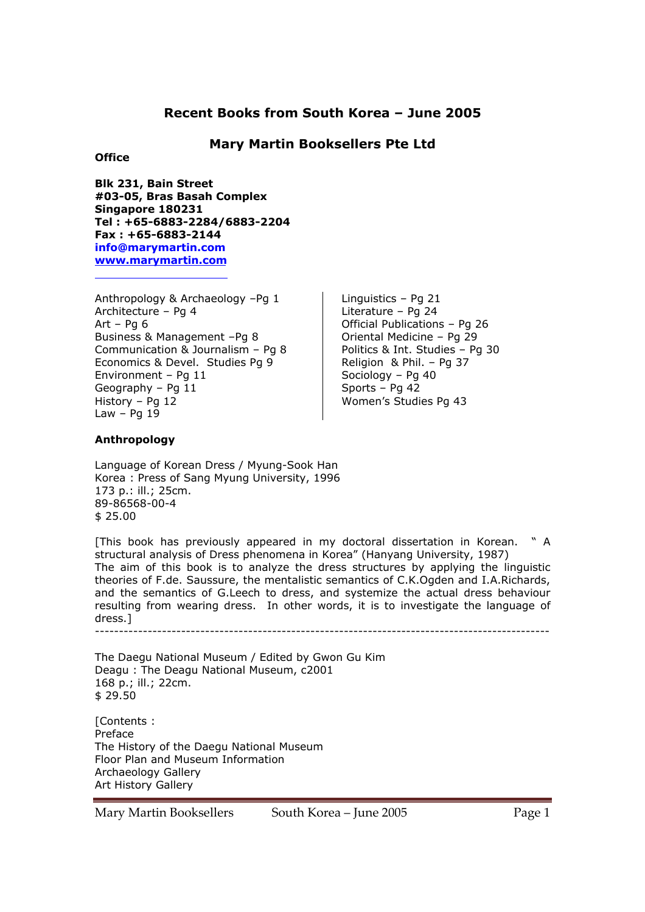## Recent Books from South Korea – June 2005

## Mary Martin Booksellers Pte Ltd

**Office**

**Blk 231, Bain Street**
**#03-05, Bras Basah Complex**
**Singapore 180231**
**Tel : +65-6883-2284/6883-2204**
**Fax : +65-6883-2144**
**info@marymartin.com**
**www.marymartin.com**

Anthropology & Archaeology –Pg 1
Architecture – Pg 4
Art – Pg 6
Business & Management –Pg 8
Communication & Journalism – Pg 8
Economics & Devel. Studies Pg 9
Environment – Pg 11
Geography – Pg 11
History – Pg 12
Law – Pg 19
Linguistics – Pg 21
Literature – Pg 24
Official Publications – Pg 26
Oriental Medicine – Pg 29
Politics & Int. Studies – Pg 30
Religion & Phil. – Pg 37
Sociology – Pg 40
Sports – Pg 42
Women's Studies Pg 43

### Anthropology

Language of Korean Dress / Myung-Sook Han
Korea : Press of Sang Myung University, 1996
173 p.: ill.; 25cm.
89-86568-00-4
$ 25.00

[This book has previously appeared in my doctoral dissertation in Korean. " A structural analysis of Dress phenomena in Korea" (Hanyang University, 1987)
The aim of this book is to analyze the dress structures by applying the linguistic theories of F.de. Saussure, the mentalistic semantics of C.K.Ogden and I.A.Richards, and the semantics of G.Leech to dress, and systemize the actual dress behaviour resulting from wearing dress. In other words, it is to investigate the language of dress.]

---

The Daegu National Museum / Edited by Gwon Gu Kim
Deagu : The Deagu National Museum, c2001
168 p.; ill.; 22cm.
$ 29.50

[Contents :
Preface
The History of the Daegu National Museum
Floor Plan and Museum Information
Archaeology Gallery
Art History Gallery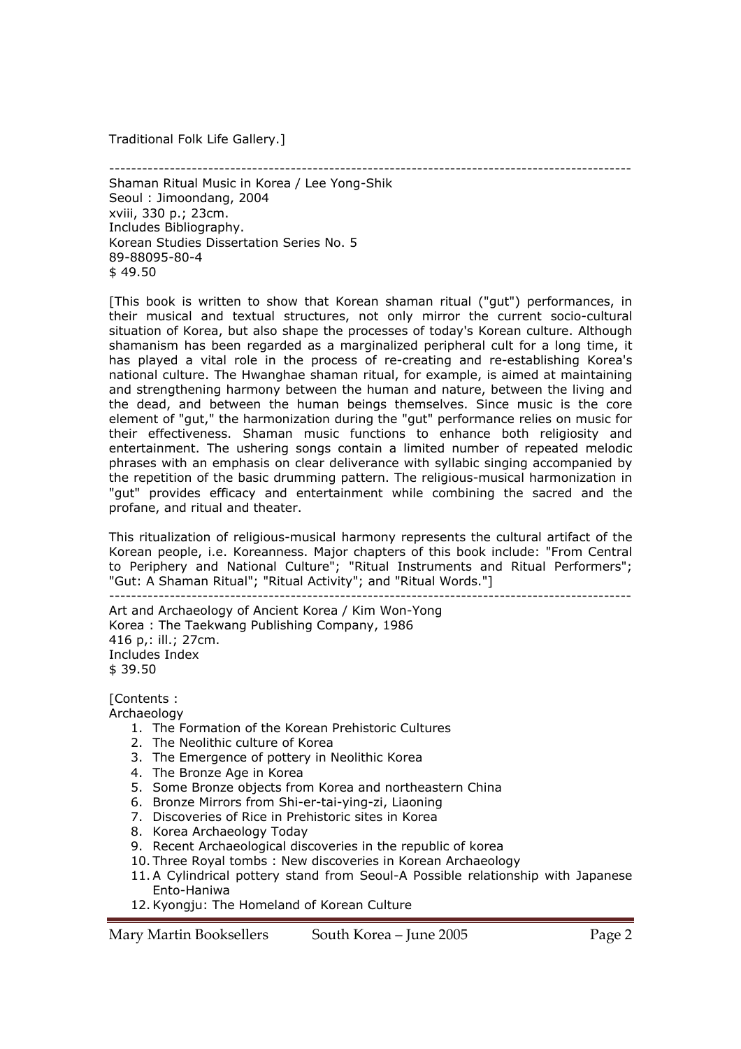Traditional Folk Life Gallery.]

---

Shaman Ritual Music in Korea / Lee Yong-Shik
Seoul : Jimoondang, 2004
xviii, 330 p.; 23cm.
Includes Bibliography.
Korean Studies Dissertation Series No. 5
89-88095-80-4
$ 49.50

[This book is written to show that Korean shaman ritual ("gut") performances, in their musical and textual structures, not only mirror the current socio-cultural situation of Korea, but also shape the processes of today's Korean culture. Although shamanism has been regarded as a marginalized peripheral cult for a long time, it has played a vital role in the process of re-creating and re-establishing Korea's national culture. The Hwanghae shaman ritual, for example, is aimed at maintaining and strengthening harmony between the human and nature, between the living and the dead, and between the human beings themselves. Since music is the core element of "gut," the harmonization during the "gut" performance relies on music for their effectiveness. Shaman music functions to enhance both religiosity and entertainment. The ushering songs contain a limited number of repeated melodic phrases with an emphasis on clear deliverance with syllabic singing accompanied by the repetition of the basic drumming pattern. The religious-musical harmonization in "gut" provides efficacy and entertainment while combining the sacred and the profane, and ritual and theater.

This ritualization of religious-musical harmony represents the cultural artifact of the Korean people, i.e. Koreanness. Major chapters of this book include: "From Central to Periphery and National Culture"; "Ritual Instruments and Ritual Performers"; "Gut: A Shaman Ritual"; "Ritual Activity"; and "Ritual Words."]

---

Art and Archaeology of Ancient Korea / Kim Won-Yong
Korea : The Taekwang Publishing Company, 1986
416 p,: ill.; 27cm.
Includes Index
$ 39.50

[Contents :
Archaeology

1. The Formation of the Korean Prehistoric Cultures
2. The Neolithic culture of Korea
3. The Emergence of pottery in Neolithic Korea
4. The Bronze Age in Korea
5. Some Bronze objects from Korea and northeastern China
6. Bronze Mirrors from Shi-er-tai-ying-zi, Liaoning
7. Discoveries of Rice in Prehistoric sites in Korea
8. Korea Archaeology Today
9. Recent Archaeological discoveries in the republic of korea
10. Three Royal tombs : New discoveries in Korean Archaeology
11. A Cylindrical pottery stand from Seoul-A Possible relationship with Japanese Ento-Haniwa
12. Kyongju: The Homeland of Korean Culture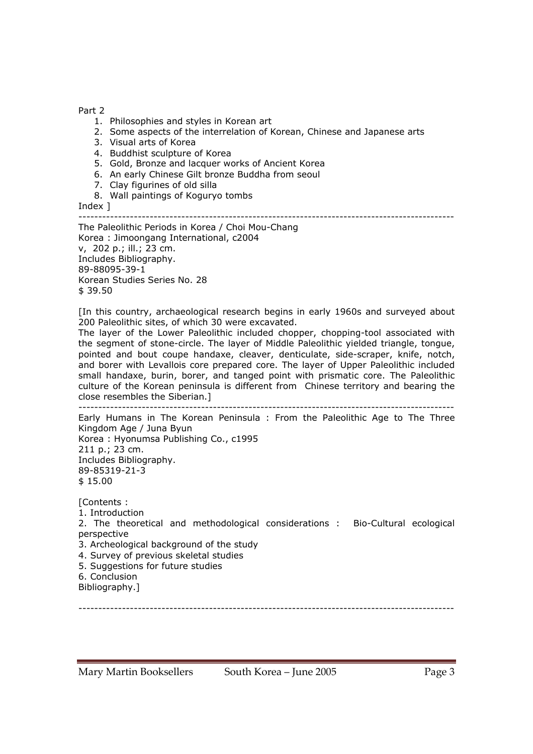Part 2

1. Philosophies and styles in Korean art
2. Some aspects of the interrelation of Korean, Chinese and Japanese arts
3. Visual arts of Korea
4. Buddhist sculpture of Korea
5. Gold, Bronze and lacquer works of Ancient Korea
6. An early Chinese Gilt bronze Buddha from seoul
7. Clay figurines of old silla
8. Wall paintings of Koguryo tombs

Index ]

---

The Paleolithic Periods in Korea / Choi Mou-Chang
Korea : Jimoongang International, c2004
v, 202 p.; ill.; 23 cm.
Includes Bibliography.
89-88095-39-1
Korean Studies Series No. 28
$ 39.50

[In this country, archaeological research begins in early 1960s and surveyed about 200 Paleolithic sites, of which 30 were excavated.
The layer of the Lower Paleolithic included chopper, chopping-tool associated with the segment of stone-circle. The layer of Middle Paleolithic yielded triangle, tongue, pointed and bout coupe handaxe, cleaver, denticulate, side-scraper, knife, notch, and borer with Levallois core prepared core. The layer of Upper Paleolithic included small handaxe, burin, borer, and tanged point with prismatic core. The Paleolithic culture of the Korean peninsula is different from Chinese territory and bearing the close resembles the Siberian.]

---

Early Humans in The Korean Peninsula : From the Paleolithic Age to The Three Kingdom Age / Juna Byun
Korea : Hyonumsa Publishing Co., c1995
211 p.; 23 cm.
Includes Bibliography.
89-85319-21-3
$ 15.00

[Contents :
1. Introduction
2. The theoretical and methodological considerations : Bio-Cultural ecological perspective
3. Archeological background of the study
4. Survey of previous skeletal studies
5. Suggestions for future studies
6. Conclusion
Bibliography.]

---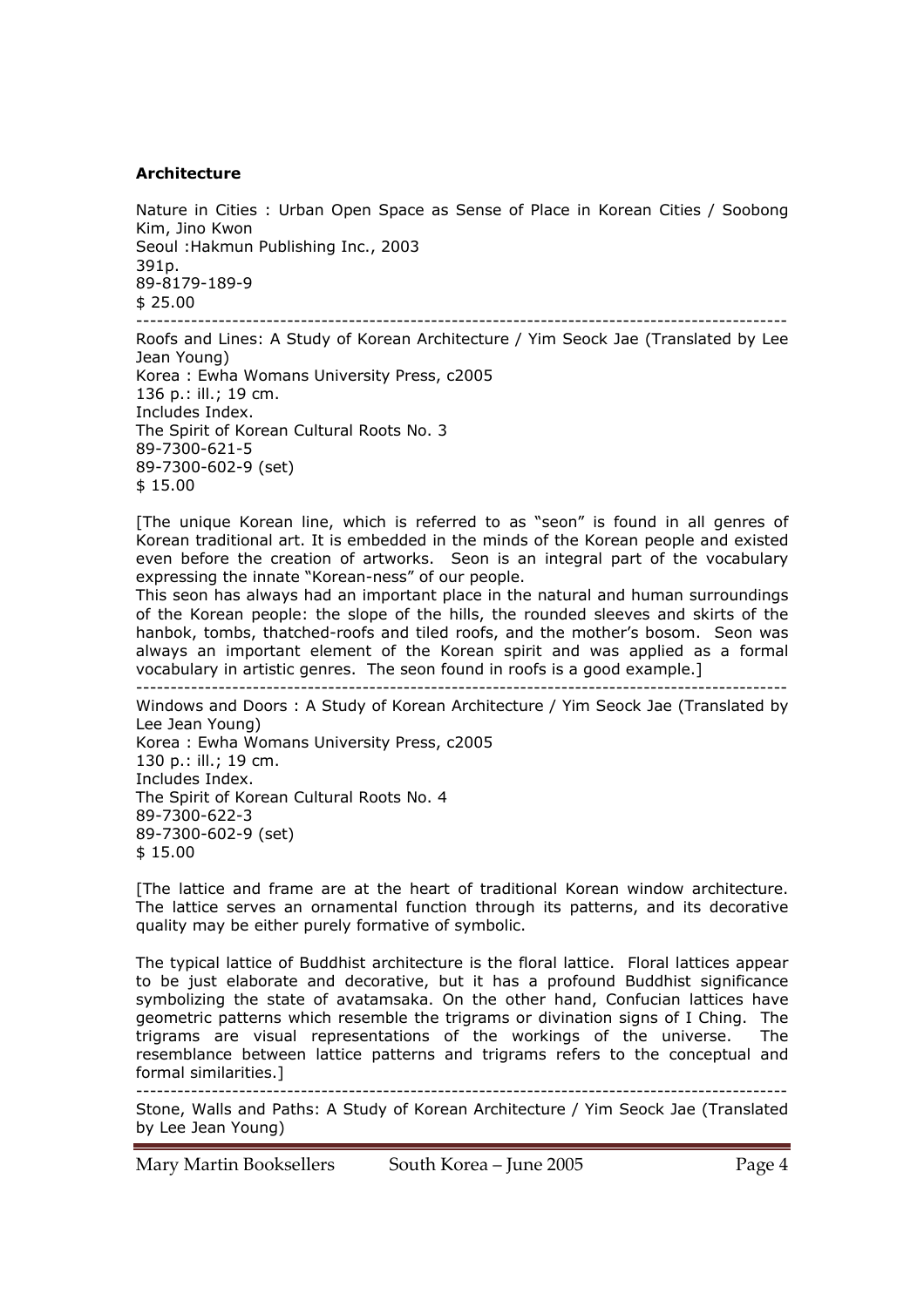**Architecture**

Nature in Cities : Urban Open Space as Sense of Place in Korean Cities / Soobong Kim, Jino Kwon
Seoul :Hakmun Publishing Inc., 2003
391p.
89-8179-189-9
$ 25.00

---

Roofs and Lines: A Study of Korean Architecture / Yim Seock Jae (Translated by Lee Jean Young)
Korea : Ewha Womans University Press, c2005
136 p.: ill.; 19 cm.
Includes Index.
The Spirit of Korean Cultural Roots No. 3
89-7300-621-5
89-7300-602-9 (set)
$ 15.00

[The unique Korean line, which is referred to as "seon" is found in all genres of Korean traditional art. It is embedded in the minds of the Korean people and existed even before the creation of artworks. Seon is an integral part of the vocabulary expressing the innate "Korean-ness" of our people.
This seon has always had an important place in the natural and human surroundings of the Korean people: the slope of the hills, the rounded sleeves and skirts of the hanbok, tombs, thatched-roofs and tiled roofs, and the mother's bosom. Seon was always an important element of the Korean spirit and was applied as a formal vocabulary in artistic genres. The seon found in roofs is a good example.]

---

Windows and Doors : A Study of Korean Architecture / Yim Seock Jae (Translated by Lee Jean Young)
Korea : Ewha Womans University Press, c2005
130 p.: ill.; 19 cm.
Includes Index.
The Spirit of Korean Cultural Roots No. 4
89-7300-622-3
89-7300-602-9 (set)
$ 15.00

[The lattice and frame are at the heart of traditional Korean window architecture. The lattice serves an ornamental function through its patterns, and its decorative quality may be either purely formative of symbolic.

The typical lattice of Buddhist architecture is the floral lattice. Floral lattices appear to be just elaborate and decorative, but it has a profound Buddhist significance symbolizing the state of avatamsaka. On the other hand, Confucian lattices have geometric patterns which resemble the trigrams or divination signs of I Ching. The trigrams are visual representations of the workings of the universe. The resemblance between lattice patterns and trigrams refers to the conceptual and formal similarities.]

---

Stone, Walls and Paths: A Study of Korean Architecture / Yim Seock Jae (Translated by Lee Jean Young)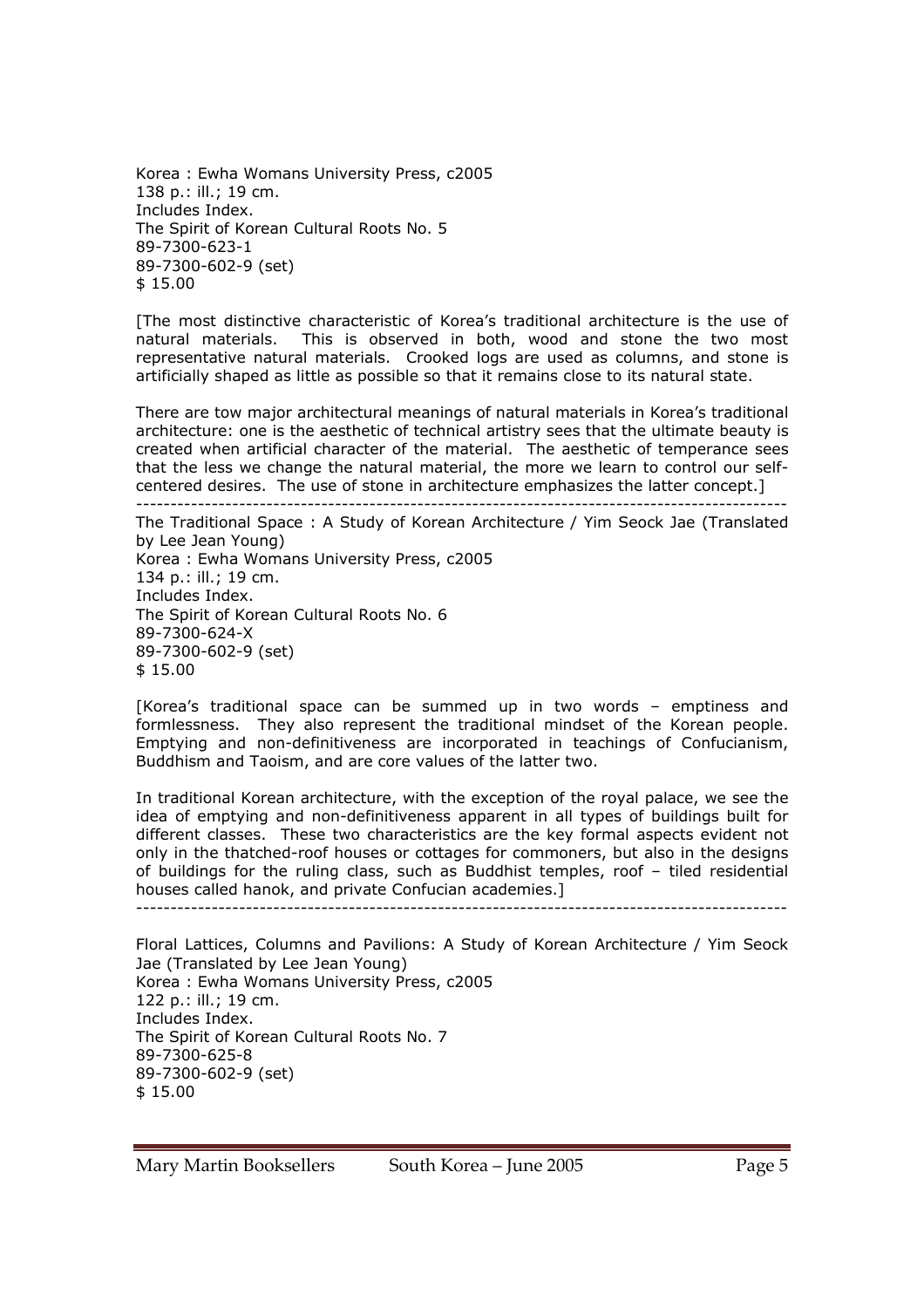Korea : Ewha Womans University Press, c2005
138 p.: ill.; 19 cm.
Includes Index.
The Spirit of Korean Cultural Roots No. 5
89-7300-623-1
89-7300-602-9 (set)
$ 15.00

[The most distinctive characteristic of Korea's traditional architecture is the use of natural materials. This is observed in both, wood and stone the two most representative natural materials. Crooked logs are used as columns, and stone is artificially shaped as little as possible so that it remains close to its natural state.

There are tow major architectural meanings of natural materials in Korea's traditional architecture: one is the aesthetic of technical artistry sees that the ultimate beauty is created when artificial character of the material. The aesthetic of temperance sees that the less we change the natural material, the more we learn to control our self-centered desires. The use of stone in architecture emphasizes the latter concept.]

---

The Traditional Space : A Study of Korean Architecture / Yim Seock Jae (Translated by Lee Jean Young)
Korea : Ewha Womans University Press, c2005
134 p.: ill.; 19 cm.
Includes Index.
The Spirit of Korean Cultural Roots No. 6
89-7300-624-X
89-7300-602-9 (set)
$ 15.00

[Korea's traditional space can be summed up in two words – emptiness and formlessness. They also represent the traditional mindset of the Korean people. Emptying and non-definitiveness are incorporated in teachings of Confucianism, Buddhism and Taoism, and are core values of the latter two.

In traditional Korean architecture, with the exception of the royal palace, we see the idea of emptying and non-definitiveness apparent in all types of buildings built for different classes. These two characteristics are the key formal aspects evident not only in the thatched-roof houses or cottages for commoners, but also in the designs of buildings for the ruling class, such as Buddhist temples, roof – tiled residential houses called hanok, and private Confucian academies.]

---

Floral Lattices, Columns and Pavilions: A Study of Korean Architecture / Yim Seock Jae (Translated by Lee Jean Young)
Korea : Ewha Womans University Press, c2005
122 p.: ill.; 19 cm.
Includes Index.
The Spirit of Korean Cultural Roots No. 7
89-7300-625-8
89-7300-602-9 (set)
$ 15.00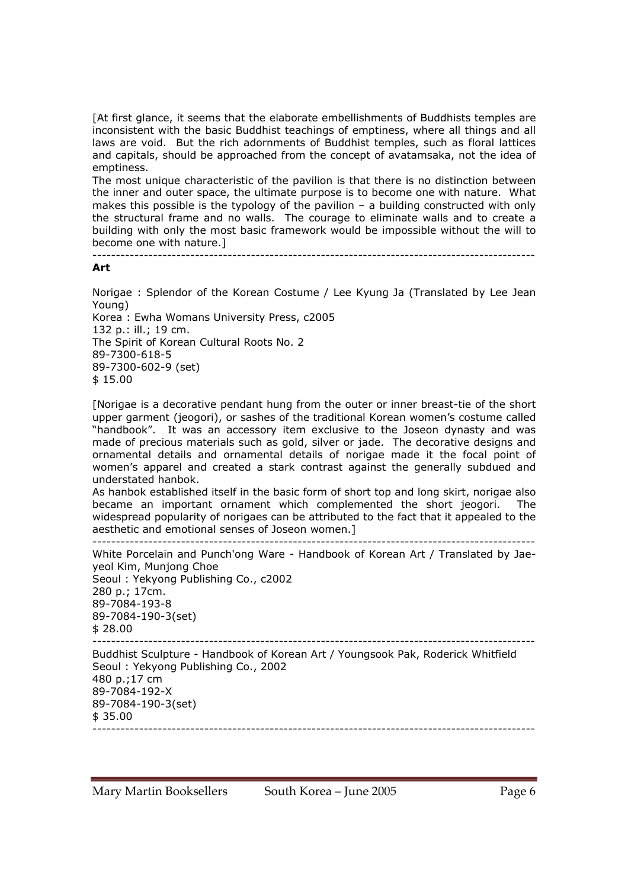[At first glance, it seems that the elaborate embellishments of Buddhists temples are inconsistent with the basic Buddhist teachings of emptiness, where all things and all laws are void. But the rich adornments of Buddhist temples, such as floral lattices and capitals, should be approached from the concept of avatamsaka, not the idea of emptiness.

The most unique characteristic of the pavilion is that there is no distinction between the inner and outer space, the ultimate purpose is to become one with nature. What makes this possible is the typology of the pavilion – a building constructed with only the structural frame and no walls. The courage to eliminate walls and to create a building with only the most basic framework would be impossible without the will to become one with nature.]

---

**Art**

Norigae : Splendor of the Korean Costume / Lee Kyung Ja (Translated by Lee Jean Young)
Korea : Ewha Womans University Press, c2005
132 p.: ill.; 19 cm.
The Spirit of Korean Cultural Roots No. 2
89-7300-618-5
89-7300-602-9 (set)
$ 15.00

[Norigae is a decorative pendant hung from the outer or inner breast-tie of the short upper garment (jeogori), or sashes of the traditional Korean women's costume called "handbook". It was an accessory item exclusive to the Joseon dynasty and was made of precious materials such as gold, silver or jade. The decorative designs and ornamental details and ornamental details of norigae made it the focal point of women's apparel and created a stark contrast against the generally subdued and understated hanbok.

As hanbok established itself in the basic form of short top and long skirt, norigae also became an important ornament which complemented the short jeogori. The widespread popularity of norigaes can be attributed to the fact that it appealed to the aesthetic and emotional senses of Joseon women.]

---

White Porcelain and Punch'ong Ware - Handbook of Korean Art / Translated by Jae-yeol Kim, Munjong Choe
Seoul : Yekyong Publishing Co., c2002
280 p.; 17cm.
89-7084-193-8
89-7084-190-3(set)
$ 28.00

---

Buddhist Sculpture - Handbook of Korean Art / Youngsook Pak, Roderick Whitfield
Seoul : Yekyong Publishing Co., 2002
480 p.;17 cm
89-7084-192-X
89-7084-190-3(set)
$ 35.00

---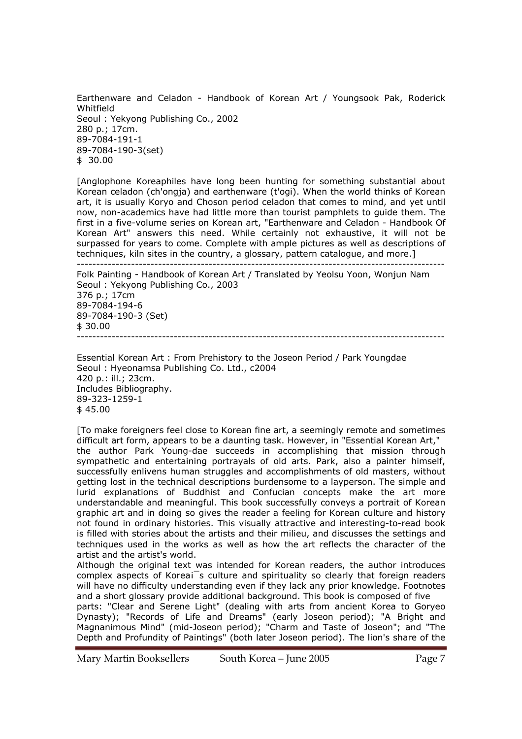Earthenware and Celadon - Handbook of Korean Art / Youngsook Pak, Roderick Whitfield
Seoul : Yekyong Publishing Co., 2002
280 p.; 17cm.
89-7084-191-1
89-7084-190-3(set)
$ 30.00

[Anglophone Koreaphiles have long been hunting for something substantial about Korean celadon (ch'ongja) and earthenware (t'ogi). When the world thinks of Korean art, it is usually Koryo and Choson period celadon that comes to mind, and yet until now, non-academics have had little more than tourist pamphlets to guide them. The first in a five-volume series on Korean art, "Earthenware and Celadon - Handbook Of Korean Art" answers this need. While certainly not exhaustive, it will not be surpassed for years to come. Complete with ample pictures as well as descriptions of techniques, kiln sites in the country, a glossary, pattern catalogue, and more.]

---

Folk Painting - Handbook of Korean Art / Translated by Yeolsu Yoon, Wonjun Nam
Seoul : Yekyong Publishing Co., 2003
376 p.; 17cm
89-7084-194-6
89-7084-190-3 (Set)
$ 30.00

---

Essential Korean Art : From Prehistory to the Joseon Period / Park Youngdae
Seoul : Hyeonamsa Publishing Co. Ltd., c2004
420 p.: ill.; 23cm.
Includes Bibliography.
89-323-1259-1
$ 45.00

[To make foreigners feel close to Korean fine art, a seemingly remote and sometimes difficult art form, appears to be a daunting task. However, in "Essential Korean Art," the author Park Young-dae succeeds in accomplishing that mission through sympathetic and entertaining portrayals of old arts. Park, also a painter himself, successfully enlivens human struggles and accomplishments of old masters, without getting lost in the technical descriptions burdensome to a layperson. The simple and lurid explanations of Buddhist and Confucian concepts make the art more understandable and meaningful. This book successfully conveys a portrait of Korean graphic art and in doing so gives the reader a feeling for Korean culture and history not found in ordinary histories. This visually attractive and interesting-to-read book is filled with stories about the artists and their milieu, and discusses the settings and techniques used in the works as well as how the art reflects the character of the artist and the artist's world.
Although the original text was intended for Korean readers, the author introduces complex aspects of Koreai¯s culture and spirituality so clearly that foreign readers will have no difficulty understanding even if they lack any prior knowledge. Footnotes and a short glossary provide additional background. This book is composed of five parts: "Clear and Serene Light" (dealing with arts from ancient Korea to Goryeo Dynasty); "Records of Life and Dreams" (early Joseon period); "A Bright and Magnanimous Mind" (mid-Joseon period); "Charm and Taste of Joseon"; and "The Depth and Profundity of Paintings" (both later Joseon period). The lion's share of the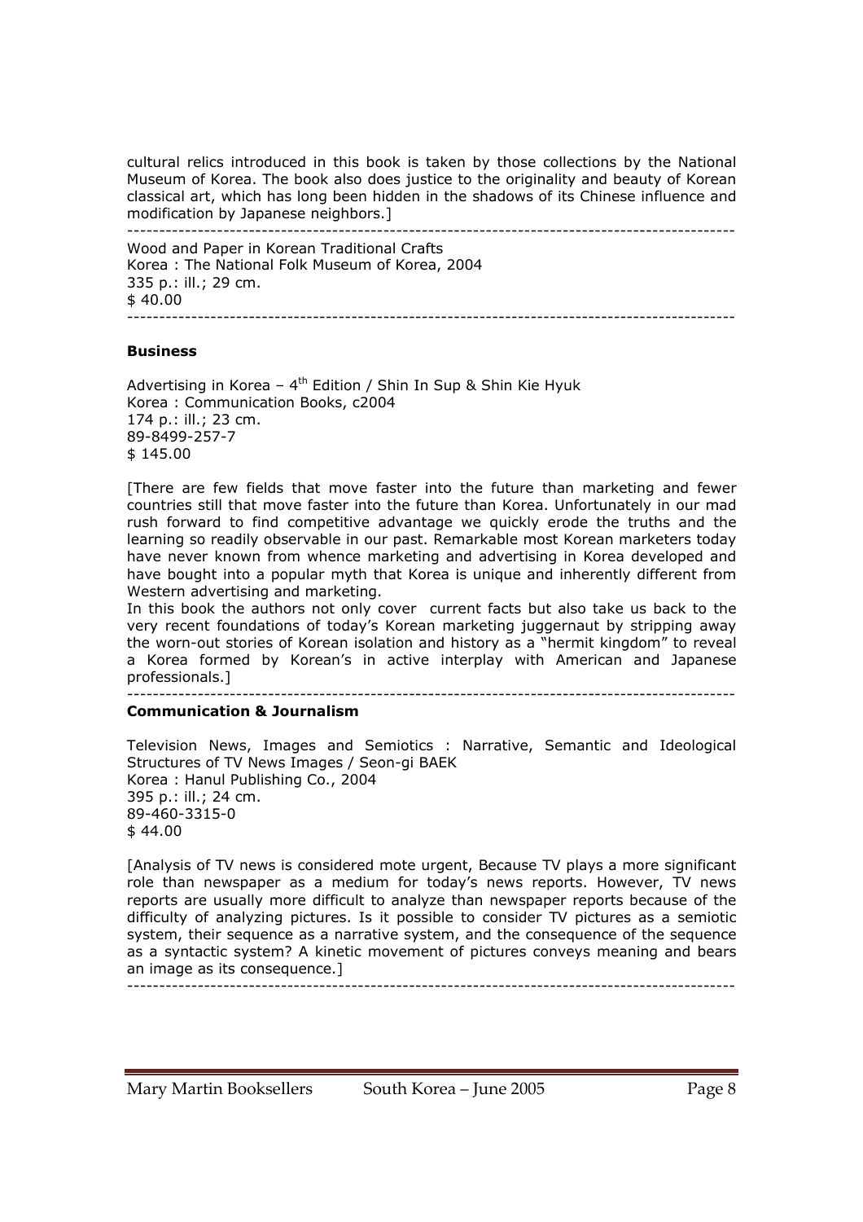cultural relics introduced in this book is taken by those collections by the National Museum of Korea. The book also does justice to the originality and beauty of Korean classical art, which has long been hidden in the shadows of its Chinese influence and modification by Japanese neighbors.]

---

Wood and Paper in Korean Traditional Crafts
Korea : The National Folk Museum of Korea, 2004
335 p.: ill.; 29 cm.
$ 40.00

---

**Business**

Advertising in Korea – 4th Edition / Shin In Sup & Shin Kie Hyuk
Korea : Communication Books, c2004
174 p.: ill.; 23 cm.
89-8499-257-7
$ 145.00

[There are few fields that move faster into the future than marketing and fewer countries still that move faster into the future than Korea. Unfortunately in our mad rush forward to find competitive advantage we quickly erode the truths and the learning so readily observable in our past. Remarkable most Korean marketers today have never known from whence marketing and advertising in Korea developed and have bought into a popular myth that Korea is unique and inherently different from Western advertising and marketing.
In this book the authors not only cover current facts but also take us back to the very recent foundations of today's Korean marketing juggernaut by stripping away the worn-out stories of Korean isolation and history as a "hermit kingdom" to reveal a Korea formed by Korean's in active interplay with American and Japanese professionals.]

---

**Communication & Journalism**

Television News, Images and Semiotics : Narrative, Semantic and Ideological Structures of TV News Images / Seon-gi BAEK
Korea : Hanul Publishing Co., 2004
395 p.: ill.; 24 cm.
89-460-3315-0
$ 44.00

[Analysis of TV news is considered mote urgent, Because TV plays a more significant role than newspaper as a medium for today's news reports. However, TV news reports are usually more difficult to analyze than newspaper reports because of the difficulty of analyzing pictures. Is it possible to consider TV pictures as a semiotic system, their sequence as a narrative system, and the consequence of the sequence as a syntactic system? A kinetic movement of pictures conveys meaning and bears an image as its consequence.]

---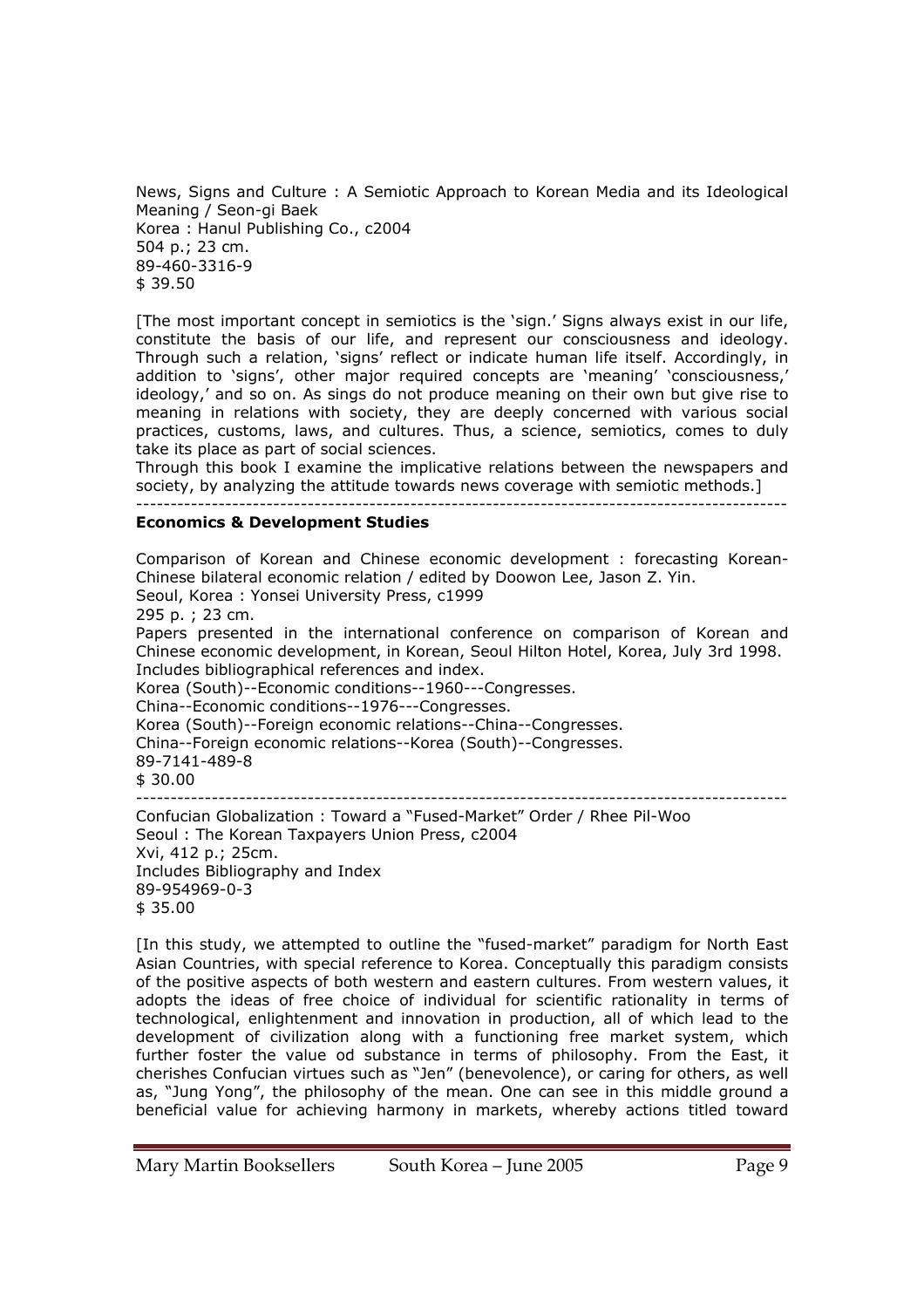News, Signs and Culture : A Semiotic Approach to Korean Media and its Ideological Meaning / Seon-gi Baek
Korea : Hanul Publishing Co., c2004
504 p.; 23 cm.
89-460-3316-9
$ 39.50

[The most important concept in semiotics is the 'sign.' Signs always exist in our life, constitute the basis of our life, and represent our consciousness and ideology. Through such a relation, 'signs' reflect or indicate human life itself. Accordingly, in addition to 'signs', other major required concepts are 'meaning' 'consciousness,' ideology,' and so on. As sings do not produce meaning on their own but give rise to meaning in relations with society, they are deeply concerned with various social practices, customs, laws, and cultures. Thus, a science, semiotics, comes to duly take its place as part of social sciences.
Through this book I examine the implicative relations between the newspapers and society, by analyzing the attitude towards news coverage with semiotic methods.]

---

**Economics & Development Studies**

Comparison of Korean and Chinese economic development : forecasting Korean-Chinese bilateral economic relation / edited by Doowon Lee, Jason Z. Yin.
Seoul, Korea : Yonsei University Press, c1999
295 p. ; 23 cm.
Papers presented in the international conference on comparison of Korean and Chinese economic development, in Korean, Seoul Hilton Hotel, Korea, July 3rd 1998.
Includes bibliographical references and index.
Korea (South)--Economic conditions--1960---Congresses.
China--Economic conditions--1976---Congresses.
Korea (South)--Foreign economic relations--China--Congresses.
China--Foreign economic relations--Korea (South)--Congresses.
89-7141-489-8
$ 30.00

---

Confucian Globalization : Toward a "Fused-Market" Order / Rhee Pil-Woo
Seoul : The Korean Taxpayers Union Press, c2004
Xvi, 412 p.; 25cm.
Includes Bibliography and Index
89-954969-0-3
$ 35.00

[In this study, we attempted to outline the "fused-market" paradigm for North East Asian Countries, with special reference to Korea. Conceptually this paradigm consists of the positive aspects of both western and eastern cultures. From western values, it adopts the ideas of free choice of individual for scientific rationality in terms of technological, enlightenment and innovation in production, all of which lead to the development of civilization along with a functioning free market system, which further foster the value od substance in terms of philosophy. From the East, it cherishes Confucian virtues such as "Jen" (benevolence), or caring for others, as well as, "Jung Yong", the philosophy of the mean. One can see in this middle ground a beneficial value for achieving harmony in markets, whereby actions titled toward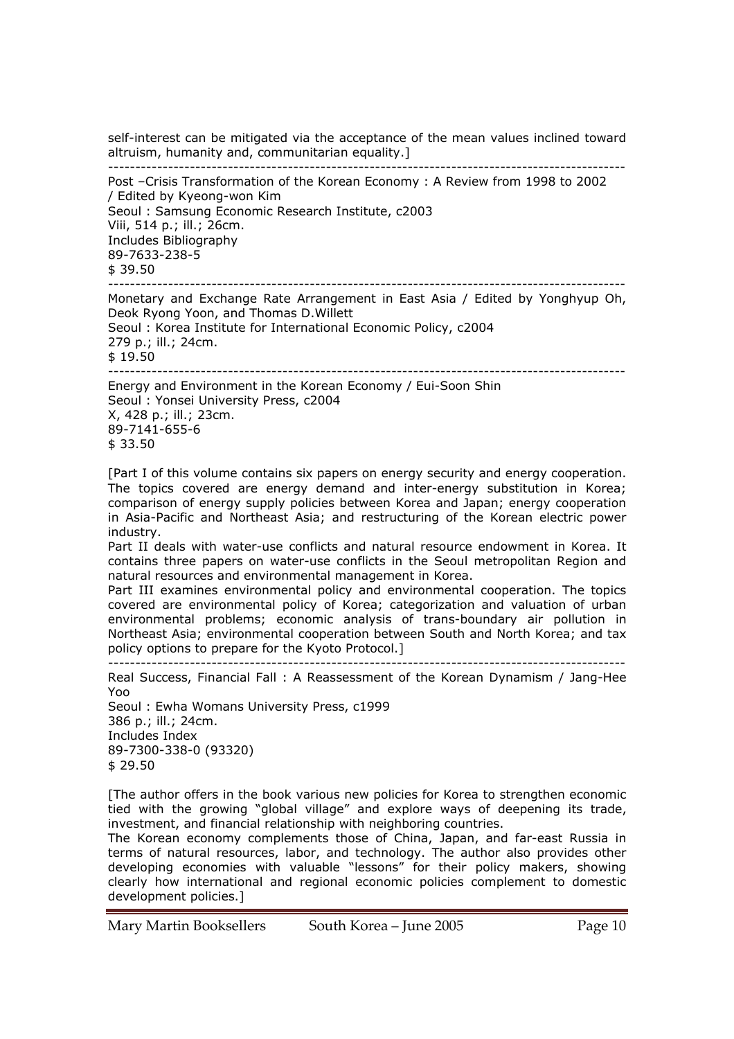self-interest can be mitigated via the acceptance of the mean values inclined toward altruism, humanity and, communitarian equality.]

---

Post –Crisis Transformation of the Korean Economy : A Review from 1998 to 2002 / Edited by Kyeong-won Kim
Seoul : Samsung Economic Research Institute, c2003
Viii, 514 p.; ill.; 26cm.
Includes Bibliography
89-7633-238-5
$ 39.50

---

Monetary and Exchange Rate Arrangement in East Asia / Edited by Yonghyup Oh, Deok Ryong Yoon, and Thomas D.Willett
Seoul : Korea Institute for International Economic Policy, c2004
279 p.; ill.; 24cm.
$ 19.50

---

Energy and Environment in the Korean Economy / Eui-Soon Shin
Seoul : Yonsei University Press, c2004
X, 428 p.; ill.; 23cm.
89-7141-655-6
$ 33.50

[Part I of this volume contains six papers on energy security and energy cooperation. The topics covered are energy demand and inter-energy substitution in Korea; comparison of energy supply policies between Korea and Japan; energy cooperation in Asia-Pacific and Northeast Asia; and restructuring of the Korean electric power industry.
Part II deals with water-use conflicts and natural resource endowment in Korea. It contains three papers on water-use conflicts in the Seoul metropolitan Region and natural resources and environmental management in Korea.
Part III examines environmental policy and environmental cooperation. The topics covered are environmental policy of Korea; categorization and valuation of urban environmental problems; economic analysis of trans-boundary air pollution in Northeast Asia; environmental cooperation between South and North Korea; and tax policy options to prepare for the Kyoto Protocol.]

---

Real Success, Financial Fall : A Reassessment of the Korean Dynamism / Jang-Hee Yoo
Seoul : Ewha Womans University Press, c1999
386 p.; ill.; 24cm.
Includes Index
89-7300-338-0 (93320)
$ 29.50

[The author offers in the book various new policies for Korea to strengthen economic tied with the growing "global village" and explore ways of deepening its trade, investment, and financial relationship with neighboring countries.
The Korean economy complements those of China, Japan, and far-east Russia in terms of natural resources, labor, and technology. The author also provides other developing economies with valuable "lessons" for their policy makers, showing clearly how international and regional economic policies complement to domestic development policies.]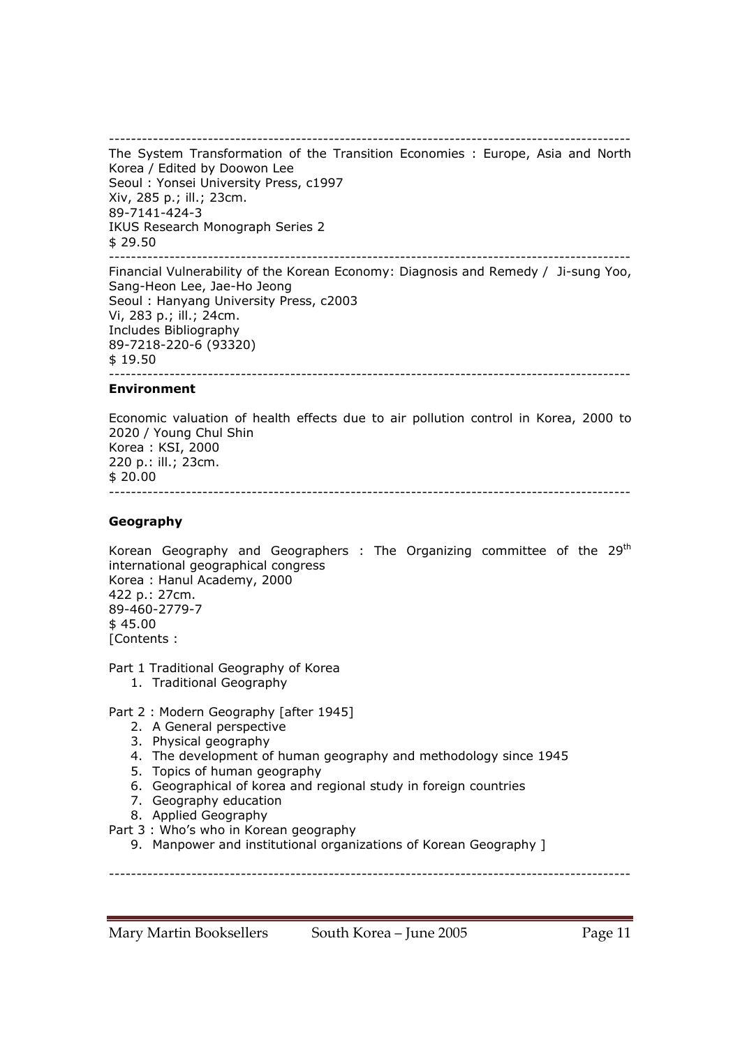---

The System Transformation of the Transition Economies : Europe, Asia and North Korea / Edited by Doowon Lee
Seoul : Yonsei University Press, c1997
Xiv, 285 p.; ill.; 23cm.
89-7141-424-3
IKUS Research Monograph Series 2
$ 29.50

---

Financial Vulnerability of the Korean Economy: Diagnosis and Remedy / Ji-sung Yoo, Sang-Heon Lee, Jae-Ho Jeong
Seoul : Hanyang University Press, c2003
Vi, 283 p.; ill.; 24cm.
Includes Bibliography
89-7218-220-6 (93320)
$ 19.50

---

**Environment**

Economic valuation of health effects due to air pollution control in Korea, 2000 to 2020 / Young Chul Shin
Korea : KSI, 2000
220 p.: ill.; 23cm.
$ 20.00

---

**Geography**

Korean Geography and Geographers : The Organizing committee of the 29th international geographical congress
Korea : Hanul Academy, 2000
422 p.: 27cm.
89-460-2779-7
$ 45.00
[Contents :

Part 1 Traditional Geography of Korea

1. Traditional Geography

Part 2 : Modern Geography [after 1945]

2. A General perspective
3. Physical geography
4. The development of human geography and methodology since 1945
5. Topics of human geography
6. Geographical of korea and regional study in foreign countries
7. Geography education
8. Applied Geography

Part 3 : Who's who in Korean geography

9. Manpower and institutional organizations of Korean Geography ]

---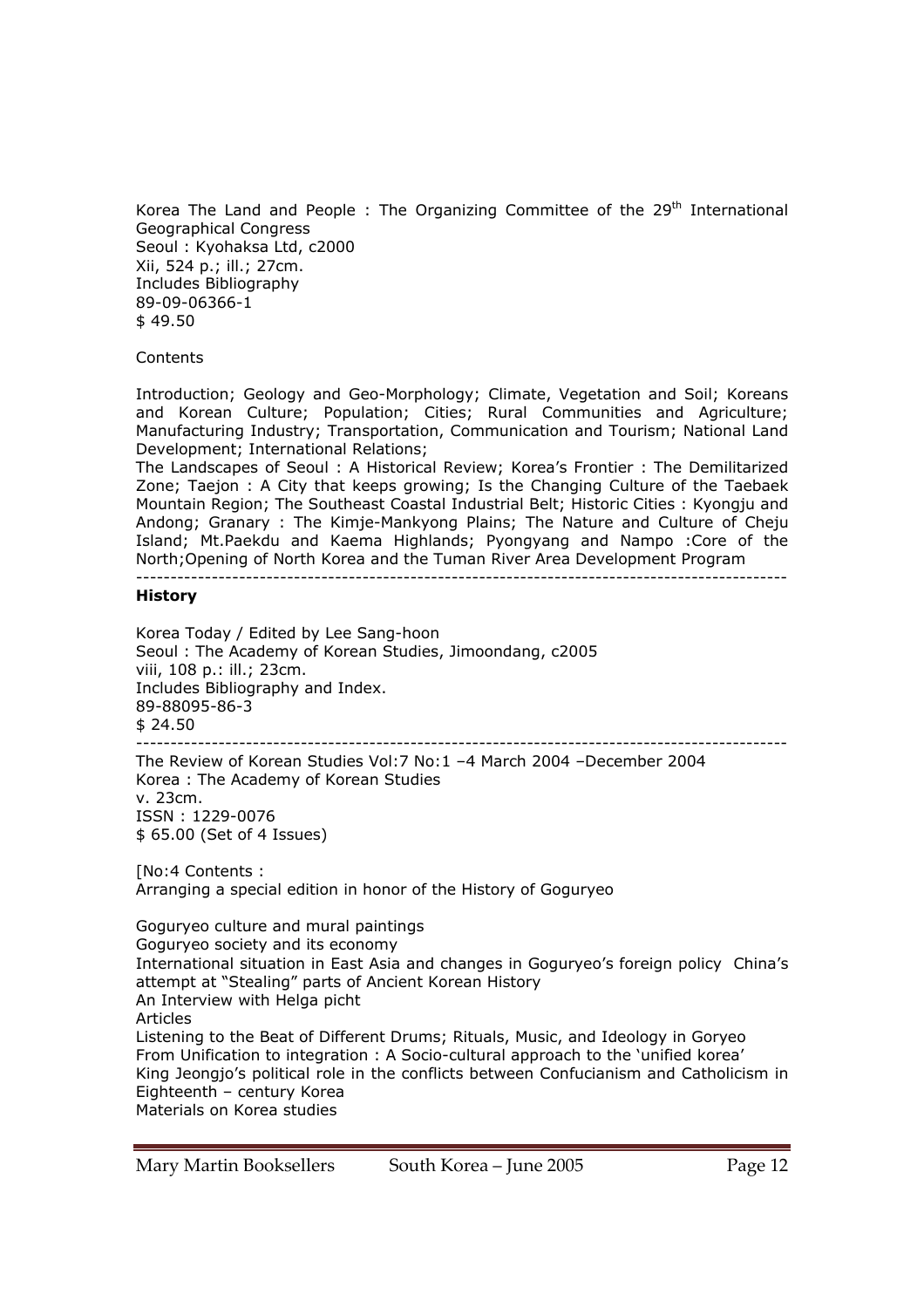Korea The Land and People : The Organizing Committee of the 29th International Geographical Congress
Seoul : Kyohaksa Ltd, c2000
Xii, 524 p.; ill.; 27cm.
Includes Bibliography
89-09-06366-1
$ 49.50

Contents

Introduction; Geology and Geo-Morphology; Climate, Vegetation and Soil; Koreans and Korean Culture; Population; Cities; Rural Communities and Agriculture; Manufacturing Industry; Transportation, Communication and Tourism; National Land Development; International Relations;
The Landscapes of Seoul : A Historical Review; Korea's Frontier : The Demilitarized Zone; Taejon : A City that keeps growing; Is the Changing Culture of the Taebaek Mountain Region; The Southeast Coastal Industrial Belt; Historic Cities : Kyongju and Andong; Granary : The Kimje-Mankyong Plains; The Nature and Culture of Cheju Island; Mt.Paekdu and Kaema Highlands; Pyongyang and Nampo :Core of the North;Opening of North Korea and the Tuman River Area Development Program

---

**History**

Korea Today / Edited by Lee Sang-hoon
Seoul : The Academy of Korean Studies, Jimoondang, c2005
viii, 108 p.: ill.; 23cm.
Includes Bibliography and Index.
89-88095-86-3
$ 24.50

---

The Review of Korean Studies Vol:7 No:1 –4 March 2004 –December 2004
Korea : The Academy of Korean Studies
v. 23cm.
ISSN : 1229-0076
$ 65.00 (Set of 4 Issues)

[No:4 Contents :
Arranging a special edition in honor of the History of Goguryeo

Goguryeo culture and mural paintings
Goguryeo society and its economy
International situation in East Asia and changes in Goguryeo's foreign policy China's attempt at "Stealing" parts of Ancient Korean History
An Interview with Helga picht
Articles
Listening to the Beat of Different Drums; Rituals, Music, and Ideology in Goryeo
From Unification to integration : A Socio-cultural approach to the 'unified korea'
King Jeongjo's political role in the conflicts between Confucianism and Catholicism in Eighteenth – century Korea
Materials on Korea studies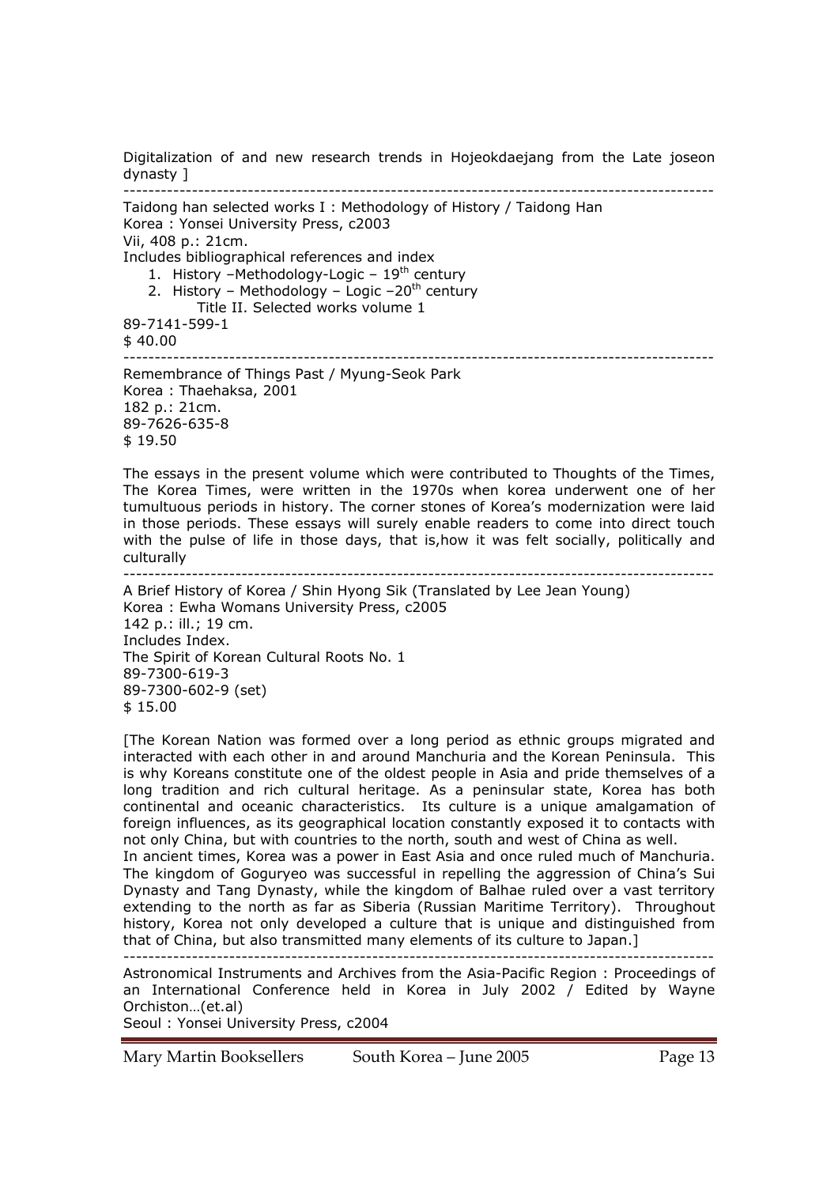Digitalization of and new research trends in Hojeokdaejang from the Late joseon dynasty ]

---

Taidong han selected works I : Methodology of History / Taidong Han
Korea : Yonsei University Press, c2003
Vii, 408 p.: 21cm.
Includes bibliographical references and index

1. History –Methodology-Logic – 19th century
2. History – Methodology – Logic –20th century

    Title II. Selected works volume 1

89-7141-599-1
$ 40.00

---

Remembrance of Things Past / Myung-Seok Park
Korea : Thaehaksa, 2001
182 p.: 21cm.
89-7626-635-8
$ 19.50

The essays in the present volume which were contributed to Thoughts of the Times, The Korea Times, were written in the 1970s when korea underwent one of her tumultuous periods in history. The corner stones of Korea's modernization were laid in those periods. These essays will surely enable readers to come into direct touch with the pulse of life in those days, that is,how it was felt socially, politically and culturally

---

A Brief History of Korea / Shin Hyong Sik (Translated by Lee Jean Young)
Korea : Ewha Womans University Press, c2005
142 p.: ill.; 19 cm.
Includes Index.
The Spirit of Korean Cultural Roots No. 1
89-7300-619-3
89-7300-602-9 (set)
$ 15.00

[The Korean Nation was formed over a long period as ethnic groups migrated and interacted with each other in and around Manchuria and the Korean Peninsula. This is why Koreans constitute one of the oldest people in Asia and pride themselves of a long tradition and rich cultural heritage. As a peninsular state, Korea has both continental and oceanic characteristics. Its culture is a unique amalgamation of foreign influences, as its geographical location constantly exposed it to contacts with not only China, but with countries to the north, south and west of China as well.
In ancient times, Korea was a power in East Asia and once ruled much of Manchuria. The kingdom of Goguryeo was successful in repelling the aggression of China's Sui Dynasty and Tang Dynasty, while the kingdom of Balhae ruled over a vast territory extending to the north as far as Siberia (Russian Maritime Territory). Throughout history, Korea not only developed a culture that is unique and distinguished from that of China, but also transmitted many elements of its culture to Japan.]

---

Astronomical Instruments and Archives from the Asia-Pacific Region : Proceedings of an International Conference held in Korea in July 2002 / Edited by Wayne Orchiston…(et.al)
Seoul : Yonsei University Press, c2004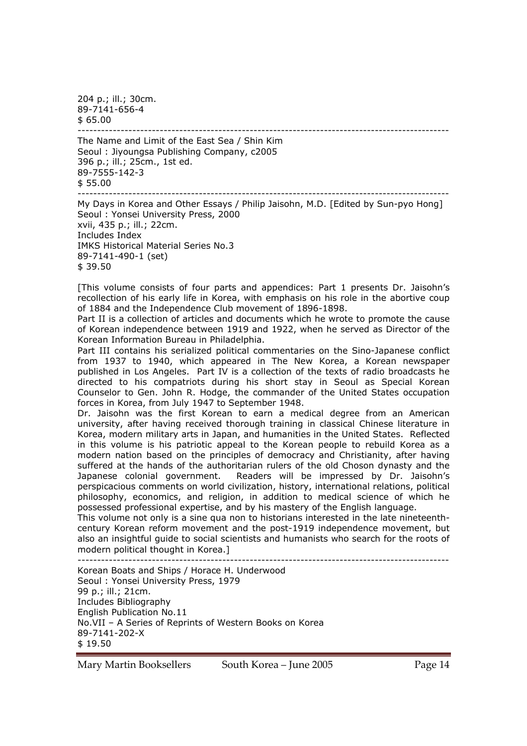204 p.; ill.; 30cm.
89-7141-656-4
$ 65.00

---

The Name and Limit of the East Sea / Shin Kim
Seoul : Jiyoungsa Publishing Company, c2005
396 p.; ill.; 25cm., 1st ed.
89-7555-142-3
$ 55.00

---

My Days in Korea and Other Essays / Philip Jaisohn, M.D. [Edited by Sun-pyo Hong]
Seoul : Yonsei University Press, 2000
xvii, 435 p.; ill.; 22cm.
Includes Index
IMKS Historical Material Series No.3
89-7141-490-1 (set)
$ 39.50

[This volume consists of four parts and appendices: Part 1 presents Dr. Jaisohn's recollection of his early life in Korea, with emphasis on his role in the abortive coup of 1884 and the Independence Club movement of 1896-1898.
Part II is a collection of articles and documents which he wrote to promote the cause of Korean independence between 1919 and 1922, when he served as Director of the Korean Information Bureau in Philadelphia.
Part III contains his serialized political commentaries on the Sino-Japanese conflict from 1937 to 1940, which appeared in The New Korea, a Korean newspaper published in Los Angeles. Part IV is a collection of the texts of radio broadcasts he directed to his compatriots during his short stay in Seoul as Special Korean Counselor to Gen. John R. Hodge, the commander of the United States occupation forces in Korea, from July 1947 to September 1948.
Dr. Jaisohn was the first Korean to earn a medical degree from an American university, after having received thorough training in classical Chinese literature in Korea, modern military arts in Japan, and humanities in the United States. Reflected in this volume is his patriotic appeal to the Korean people to rebuild Korea as a modern nation based on the principles of democracy and Christianity, after having suffered at the hands of the authoritarian rulers of the old Choson dynasty and the Japanese colonial government. Readers will be impressed by Dr. Jaisohn's perspicacious comments on world civilization, history, international relations, political philosophy, economics, and religion, in addition to medical science of which he possessed professional expertise, and by his mastery of the English language.
This volume not only is a sine qua non to historians interested in the late nineteenth-century Korean reform movement and the post-1919 independence movement, but also an insightful guide to social scientists and humanists who search for the roots of modern political thought in Korea.]

---

Korean Boats and Ships / Horace H. Underwood
Seoul : Yonsei University Press, 1979
99 p.; ill.; 21cm.
Includes Bibliography
English Publication No.11
No.VII – A Series of Reprints of Western Books on Korea
89-7141-202-X
$ 19.50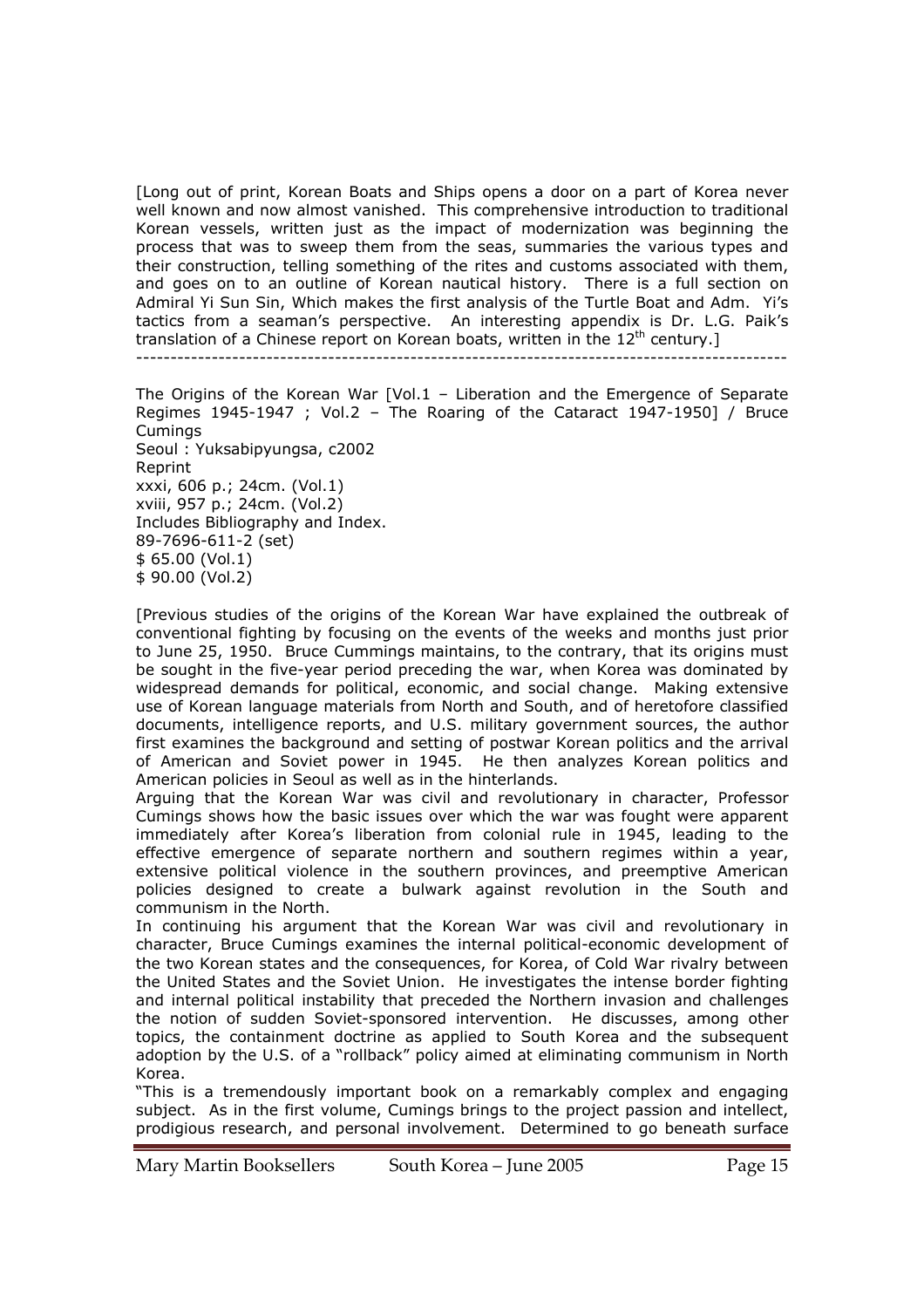[Long out of print, Korean Boats and Ships opens a door on a part of Korea never well known and now almost vanished. This comprehensive introduction to traditional Korean vessels, written just as the impact of modernization was beginning the process that was to sweep them from the seas, summaries the various types and their construction, telling something of the rites and customs associated with them, and goes on to an outline of Korean nautical history. There is a full section on Admiral Yi Sun Sin, Which makes the first analysis of the Turtle Boat and Adm. Yi's tactics from a seaman's perspective. An interesting appendix is Dr. L.G. Paik's translation of a Chinese report on Korean boats, written in the 12th century.]

---

The Origins of the Korean War [Vol.1 – Liberation and the Emergence of Separate Regimes 1945-1947 ; Vol.2 – The Roaring of the Cataract 1947-1950] / Bruce Cumings
Seoul : Yuksabipyungsa, c2002
Reprint
xxxi, 606 p.; 24cm. (Vol.1)
xviii, 957 p.; 24cm. (Vol.2)
Includes Bibliography and Index.
89-7696-611-2 (set)
$ 65.00 (Vol.1)
$ 90.00 (Vol.2)

[Previous studies of the origins of the Korean War have explained the outbreak of conventional fighting by focusing on the events of the weeks and months just prior to June 25, 1950. Bruce Cummings maintains, to the contrary, that its origins must be sought in the five-year period preceding the war, when Korea was dominated by widespread demands for political, economic, and social change. Making extensive use of Korean language materials from North and South, and of heretofore classified documents, intelligence reports, and U.S. military government sources, the author first examines the background and setting of postwar Korean politics and the arrival of American and Soviet power in 1945. He then analyzes Korean politics and American policies in Seoul as well as in the hinterlands.
Arguing that the Korean War was civil and revolutionary in character, Professor Cumings shows how the basic issues over which the war was fought were apparent immediately after Korea's liberation from colonial rule in 1945, leading to the effective emergence of separate northern and southern regimes within a year, extensive political violence in the southern provinces, and preemptive American policies designed to create a bulwark against revolution in the South and communism in the North.
In continuing his argument that the Korean War was civil and revolutionary in character, Bruce Cumings examines the internal political-economic development of the two Korean states and the consequences, for Korea, of Cold War rivalry between the United States and the Soviet Union. He investigates the intense border fighting and internal political instability that preceded the Northern invasion and challenges the notion of sudden Soviet-sponsored intervention. He discusses, among other topics, the containment doctrine as applied to South Korea and the subsequent adoption by the U.S. of a "rollback" policy aimed at eliminating communism in North Korea.
"This is a tremendously important book on a remarkably complex and engaging subject. As in the first volume, Cumings brings to the project passion and intellect, prodigious research, and personal involvement. Determined to go beneath surface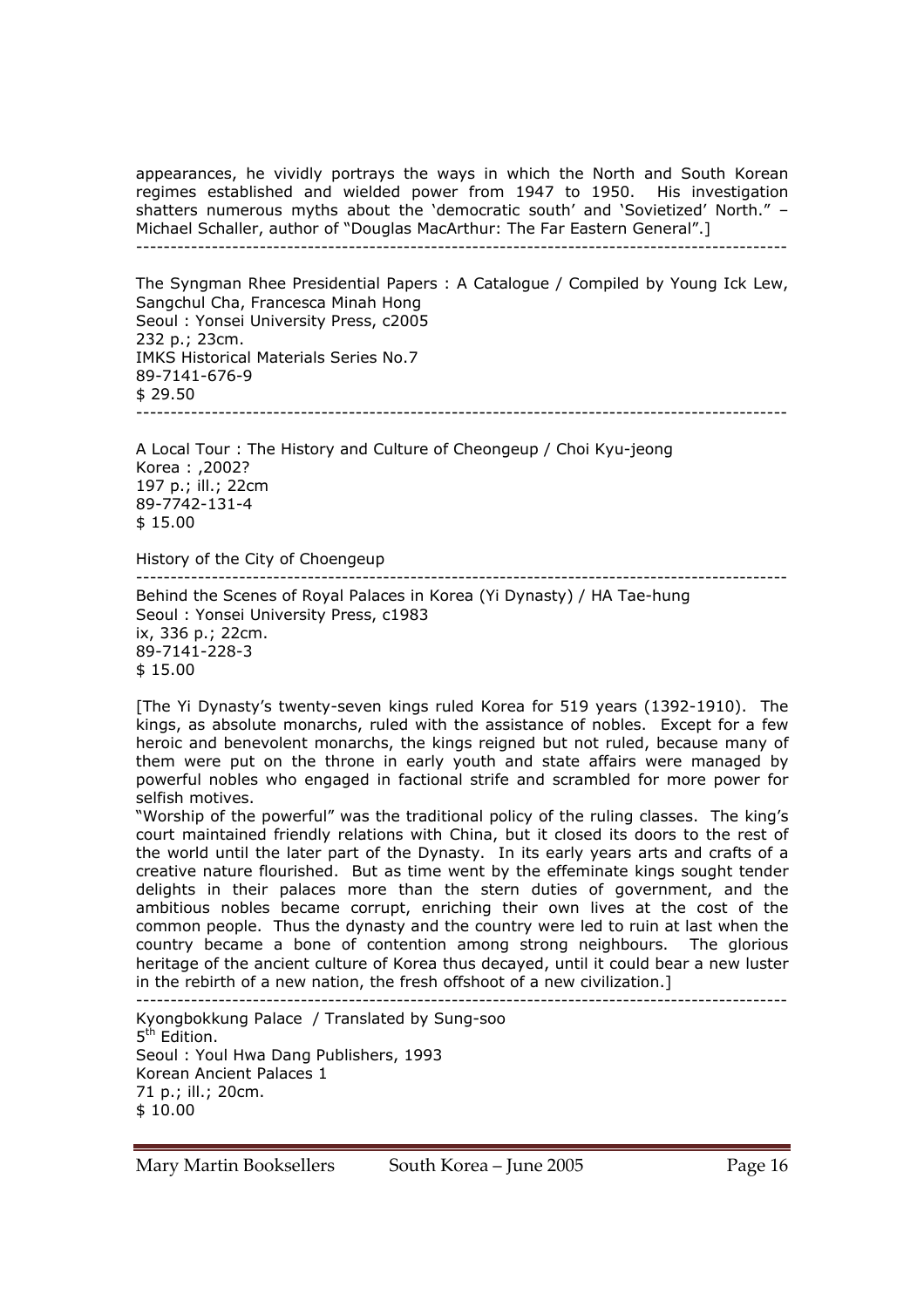appearances, he vividly portrays the ways in which the North and South Korean regimes established and wielded power from 1947 to 1950. His investigation shatters numerous myths about the 'democratic south' and 'Sovietized' North." – Michael Schaller, author of "Douglas MacArthur: The Far Eastern General".]

---

The Syngman Rhee Presidential Papers : A Catalogue / Compiled by Young Ick Lew, Sangchul Cha, Francesca Minah Hong
Seoul : Yonsei University Press, c2005
232 p.; 23cm.
IMKS Historical Materials Series No.7
89-7141-676-9
$ 29.50

---

A Local Tour : The History and Culture of Cheongeup / Choi Kyu-jeong
Korea : ,2002?
197 p.; ill.; 22cm
89-7742-131-4
$ 15.00

History of the City of Choengeup

---

Behind the Scenes of Royal Palaces in Korea (Yi Dynasty) / HA Tae-hung
Seoul : Yonsei University Press, c1983
ix, 336 p.; 22cm.
89-7141-228-3
$ 15.00

[The Yi Dynasty's twenty-seven kings ruled Korea for 519 years (1392-1910). The kings, as absolute monarchs, ruled with the assistance of nobles. Except for a few heroic and benevolent monarchs, the kings reigned but not ruled, because many of them were put on the throne in early youth and state affairs were managed by powerful nobles who engaged in factional strife and scrambled for more power for selfish motives.
"Worship of the powerful" was the traditional policy of the ruling classes. The king's court maintained friendly relations with China, but it closed its doors to the rest of the world until the later part of the Dynasty. In its early years arts and crafts of a creative nature flourished. But as time went by the effeminate kings sought tender delights in their palaces more than the stern duties of government, and the ambitious nobles became corrupt, enriching their own lives at the cost of the common people. Thus the dynasty and the country were led to ruin at last when the country became a bone of contention among strong neighbours. The glorious heritage of the ancient culture of Korea thus decayed, until it could bear a new luster in the rebirth of a new nation, the fresh offshoot of a new civilization.]

---

Kyongbokkung Palace / Translated by Sung-soo
5th Edition.
Seoul : Youl Hwa Dang Publishers, 1993
Korean Ancient Palaces 1
71 p.; ill.; 20cm.
$ 10.00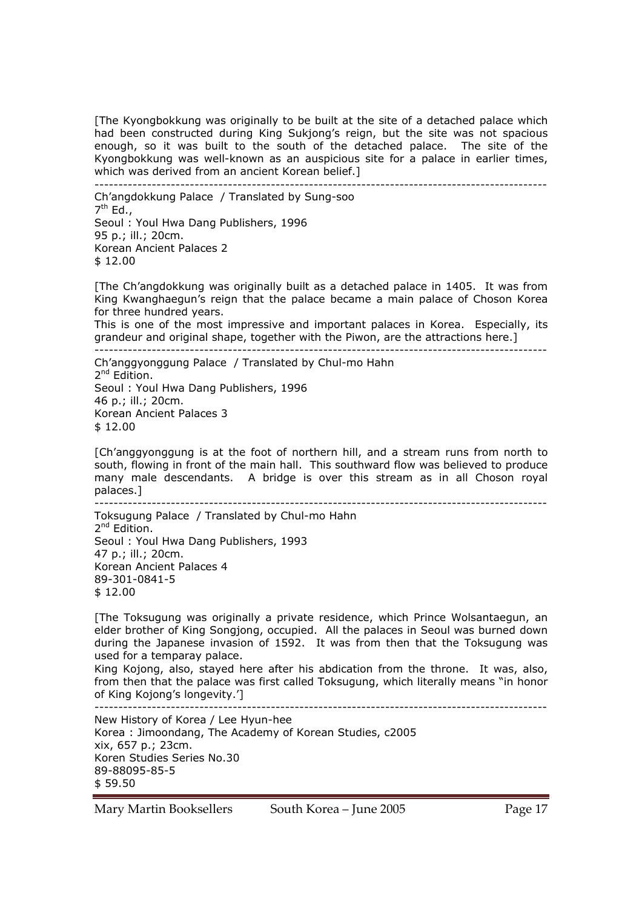[The Kyongbokkung was originally to be built at the site of a detached palace which had been constructed during King Sukjong's reign, but the site was not spacious enough, so it was built to the south of the detached palace. The site of the Kyongbokkung was well-known as an auspicious site for a palace in earlier times, which was derived from an ancient Korean belief.]

---

Ch'angdokkung Palace / Translated by Sung-soo
7th Ed.,
Seoul : Youl Hwa Dang Publishers, 1996
95 p.; ill.; 20cm.
Korean Ancient Palaces 2
$ 12.00

[The Ch'angdokkung was originally built as a detached palace in 1405. It was from King Kwanghaegun's reign that the palace became a main palace of Choson Korea for three hundred years.
This is one of the most impressive and important palaces in Korea. Especially, its grandeur and original shape, together with the Piwon, are the attractions here.]

---

Ch'anggyonggung Palace / Translated by Chul-mo Hahn
2nd Edition.
Seoul : Youl Hwa Dang Publishers, 1996
46 p.; ill.; 20cm.
Korean Ancient Palaces 3
$ 12.00

[Ch'anggyonggung is at the foot of northern hill, and a stream runs from north to south, flowing in front of the main hall. This southward flow was believed to produce many male descendants. A bridge is over this stream as in all Choson royal palaces.]

---

Toksugung Palace / Translated by Chul-mo Hahn
2nd Edition.
Seoul : Youl Hwa Dang Publishers, 1993
47 p.; ill.; 20cm.
Korean Ancient Palaces 4
89-301-0841-5
$ 12.00

[The Toksugung was originally a private residence, which Prince Wolsantaegun, an elder brother of King Songjong, occupied. All the palaces in Seoul was burned down during the Japanese invasion of 1592. It was from then that the Toksugung was used for a temparay palace.
King Kojong, also, stayed here after his abdication from the throne. It was, also, from then that the palace was first called Toksugung, which literally means "in honor of King Kojong's longevity.']

---

New History of Korea / Lee Hyun-hee
Korea : Jimoondang, The Academy of Korean Studies, c2005
xix, 657 p.; 23cm.
Koren Studies Series No.30
89-88095-85-5
$ 59.50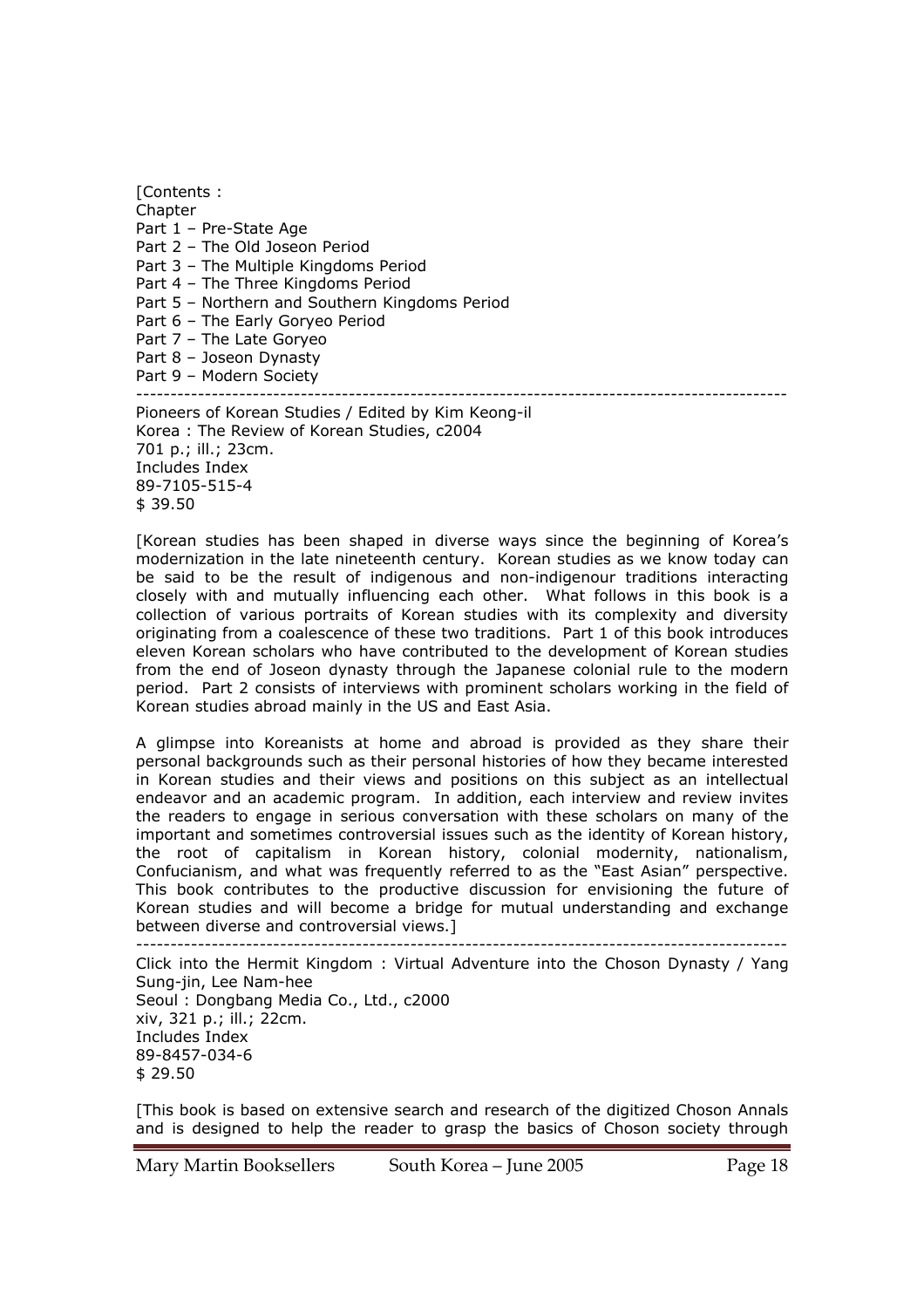[Contents :
Chapter
Part 1 – Pre-State Age
Part 2 – The Old Joseon Period
Part 3 – The Multiple Kingdoms Period
Part 4 – The Three Kingdoms Period
Part 5 – Northern and Southern Kingdoms Period
Part 6 – The Early Goryeo Period
Part 7 – The Late Goryeo
Part 8 – Joseon Dynasty
Part 9 – Modern Society

---

Pioneers of Korean Studies / Edited by Kim Keong-il
Korea : The Review of Korean Studies, c2004
701 p.; ill.; 23cm.
Includes Index
89-7105-515-4
$ 39.50

[Korean studies has been shaped in diverse ways since the beginning of Korea's modernization in the late nineteenth century. Korean studies as we know today can be said to be the result of indigenous and non-indigenour traditions interacting closely with and mutually influencing each other. What follows in this book is a collection of various portraits of Korean studies with its complexity and diversity originating from a coalescence of these two traditions. Part 1 of this book introduces eleven Korean scholars who have contributed to the development of Korean studies from the end of Joseon dynasty through the Japanese colonial rule to the modern period. Part 2 consists of interviews with prominent scholars working in the field of Korean studies abroad mainly in the US and East Asia.

A glimpse into Koreanists at home and abroad is provided as they share their personal backgrounds such as their personal histories of how they became interested in Korean studies and their views and positions on this subject as an intellectual endeavor and an academic program. In addition, each interview and review invites the readers to engage in serious conversation with these scholars on many of the important and sometimes controversial issues such as the identity of Korean history, the root of capitalism in Korean history, colonial modernity, nationalism, Confucianism, and what was frequently referred to as the "East Asian" perspective. This book contributes to the productive discussion for envisioning the future of Korean studies and will become a bridge for mutual understanding and exchange between diverse and controversial views.]

---

Click into the Hermit Kingdom : Virtual Adventure into the Choson Dynasty / Yang Sung-jin, Lee Nam-hee
Seoul : Dongbang Media Co., Ltd., c2000
xiv, 321 p.; ill.; 22cm.
Includes Index
89-8457-034-6
$ 29.50

[This book is based on extensive search and research of the digitized Choson Annals and is designed to help the reader to grasp the basics of Choson society through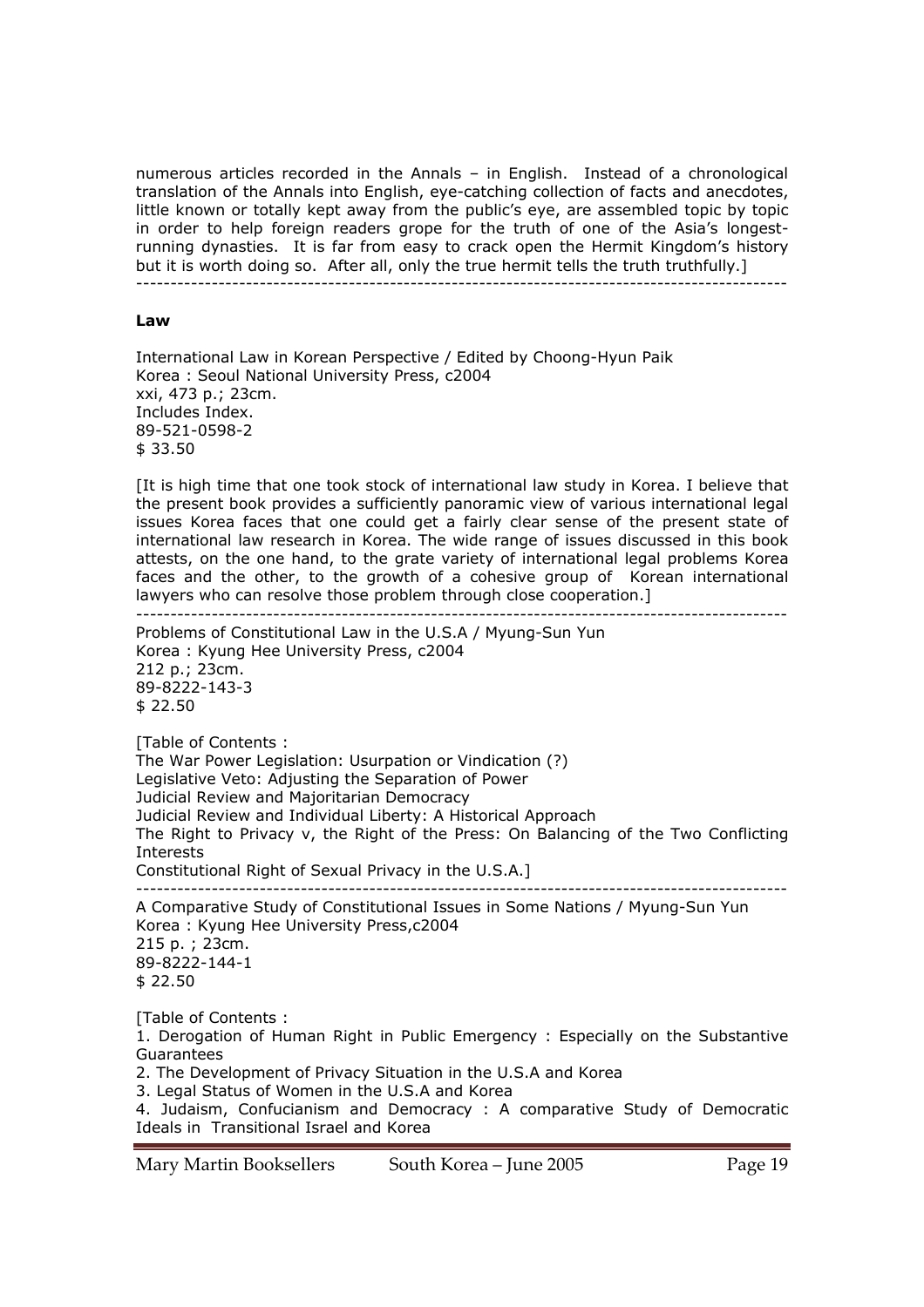numerous articles recorded in the Annals – in English. Instead of a chronological translation of the Annals into English, eye-catching collection of facts and anecdotes, little known or totally kept away from the public's eye, are assembled topic by topic in order to help foreign readers grope for the truth of one of the Asia's longest-running dynasties. It is far from easy to crack open the Hermit Kingdom's history but it is worth doing so. After all, only the true hermit tells the truth truthfully.]

---

**Law**

International Law in Korean Perspective / Edited by Choong-Hyun Paik
Korea : Seoul National University Press, c2004
xxi, 473 p.; 23cm.
Includes Index.
89-521-0598-2
$ 33.50

[It is high time that one took stock of international law study in Korea. I believe that the present book provides a sufficiently panoramic view of various international legal issues Korea faces that one could get a fairly clear sense of the present state of international law research in Korea. The wide range of issues discussed in this book attests, on the one hand, to the grate variety of international legal problems Korea faces and the other, to the growth of a cohesive group of Korean international lawyers who can resolve those problem through close cooperation.]

---

Problems of Constitutional Law in the U.S.A / Myung-Sun Yun
Korea : Kyung Hee University Press, c2004
212 p.; 23cm.
89-8222-143-3
$ 22.50

[Table of Contents :
The War Power Legislation: Usurpation or Vindication (?)
Legislative Veto: Adjusting the Separation of Power
Judicial Review and Majoritarian Democracy
Judicial Review and Individual Liberty: A Historical Approach
The Right to Privacy v, the Right of the Press: On Balancing of the Two Conflicting Interests
Constitutional Right of Sexual Privacy in the U.S.A.]

---

A Comparative Study of Constitutional Issues in Some Nations / Myung-Sun Yun
Korea : Kyung Hee University Press,c2004
215 p. ; 23cm.
89-8222-144-1
$ 22.50

[Table of Contents :
1. Derogation of Human Right in Public Emergency : Especially on the Substantive Guarantees
2. The Development of Privacy Situation in the U.S.A and Korea
3. Legal Status of Women in the U.S.A and Korea
4. Judaism, Confucianism and Democracy : A comparative Study of Democratic Ideals in Transitional Israel and Korea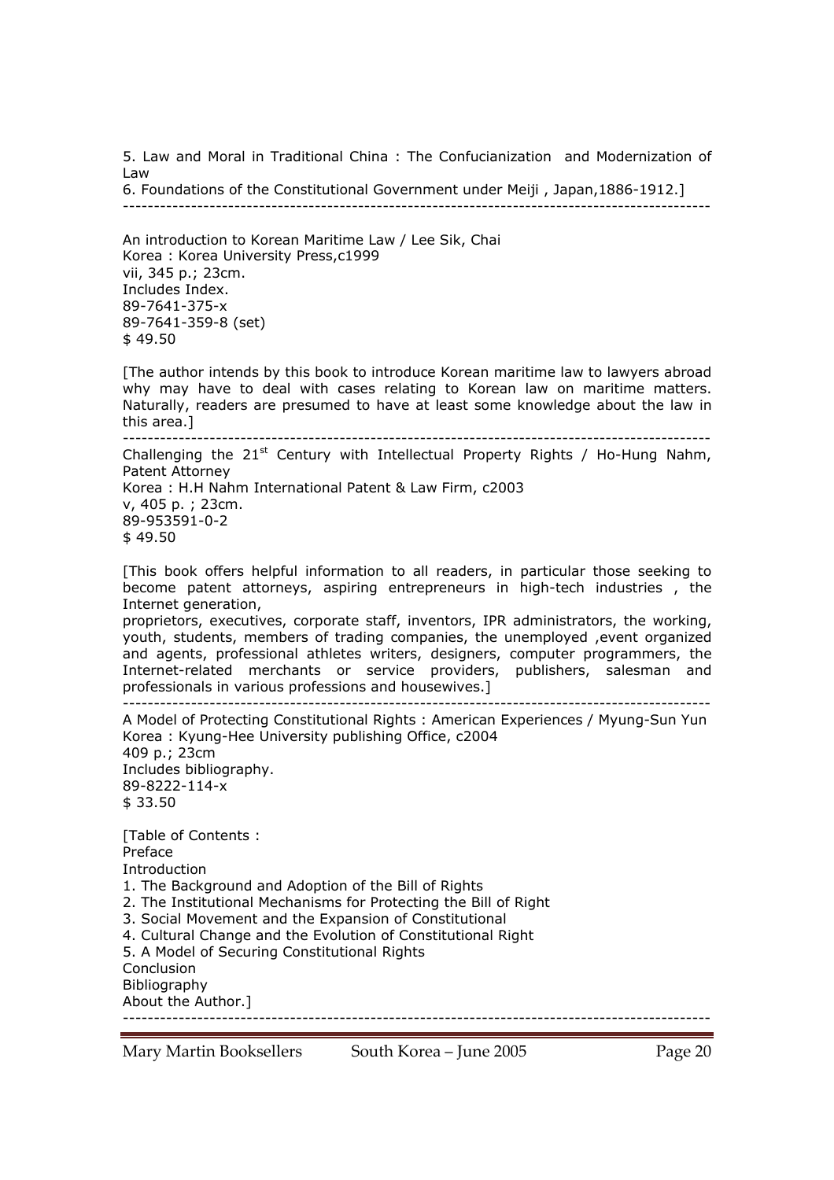5. Law and Moral in Traditional China : The Confucianization and Modernization of Law
6. Foundations of the Constitutional Government under Meiji , Japan,1886-1912.]

---

An introduction to Korean Maritime Law / Lee Sik, Chai
Korea : Korea University Press,c1999
vii, 345 p.; 23cm.
Includes Index.
89-7641-375-x
89-7641-359-8 (set)
$ 49.50

[The author intends by this book to introduce Korean maritime law to lawyers abroad why may have to deal with cases relating to Korean law on maritime matters. Naturally, readers are presumed to have at least some knowledge about the law in this area.]

---

Challenging the 21st Century with Intellectual Property Rights / Ho-Hung Nahm, Patent Attorney
Korea : H.H Nahm International Patent & Law Firm, c2003
v, 405 p. ; 23cm.
89-953591-0-2
$ 49.50

[This book offers helpful information to all readers, in particular those seeking to become patent attorneys, aspiring entrepreneurs in high-tech industries , the Internet generation,
proprietors, executives, corporate staff, inventors, IPR administrators, the working, youth, students, members of trading companies, the unemployed ,event organized and agents, professional athletes writers, designers, computer programmers, the Internet-related merchants or service providers, publishers, salesman and professionals in various professions and housewives.]

---

A Model of Protecting Constitutional Rights : American Experiences / Myung-Sun Yun
Korea : Kyung-Hee University publishing Office, c2004
409 p.; 23cm
Includes bibliography.
89-8222-114-x
$ 33.50

[Table of Contents :
Preface
Introduction
1. The Background and Adoption of the Bill of Rights
2. The Institutional Mechanisms for Protecting the Bill of Right
3. Social Movement and the Expansion of Constitutional
4. Cultural Change and the Evolution of Constitutional Right
5. A Model of Securing Constitutional Rights
Conclusion
Bibliography
About the Author.]

---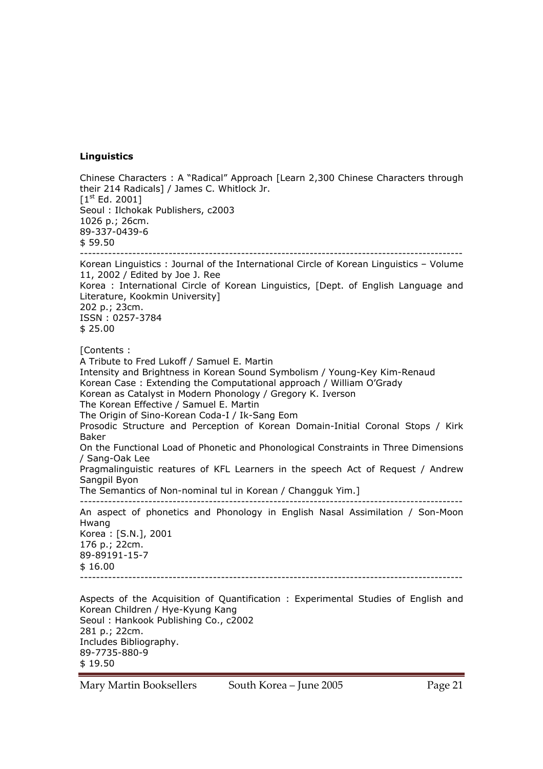**Linguistics**

Chinese Characters : A "Radical" Approach [Learn 2,300 Chinese Characters through their 214 Radicals] / James C. Whitlock Jr.
[1st Ed. 2001]
Seoul : Ilchokak Publishers, c2003
1026 p.; 26cm.
89-337-0439-6
$ 59.50

---

Korean Linguistics : Journal of the International Circle of Korean Linguistics – Volume 11, 2002 / Edited by Joe J. Ree
Korea : International Circle of Korean Linguistics, [Dept. of English Language and Literature, Kookmin University]
202 p.; 23cm.
ISSN : 0257-3784
$ 25.00

[Contents :
A Tribute to Fred Lukoff / Samuel E. Martin
Intensity and Brightness in Korean Sound Symbolism / Young-Key Kim-Renaud
Korean Case : Extending the Computational approach / William O'Grady
Korean as Catalyst in Modern Phonology / Gregory K. Iverson
The Korean Effective / Samuel E. Martin
The Origin of Sino-Korean Coda-I / Ik-Sang Eom
Prosodic Structure and Perception of Korean Domain-Initial Coronal Stops / Kirk Baker
On the Functional Load of Phonetic and Phonological Constraints in Three Dimensions / Sang-Oak Lee
Pragmalinguistic reatures of KFL Learners in the speech Act of Request / Andrew Sangpil Byon
The Semantics of Non-nominal tul in Korean / Changguk Yim.]

---

An aspect of phonetics and Phonology in English Nasal Assimilation / Son-Moon Hwang
Korea : [S.N.], 2001
176 p.; 22cm.
89-89191-15-7
$ 16.00

---

Aspects of the Acquisition of Quantification : Experimental Studies of English and Korean Children / Hye-Kyung Kang
Seoul : Hankook Publishing Co., c2002
281 p.; 22cm.
Includes Bibliography.
89-7735-880-9
$ 19.50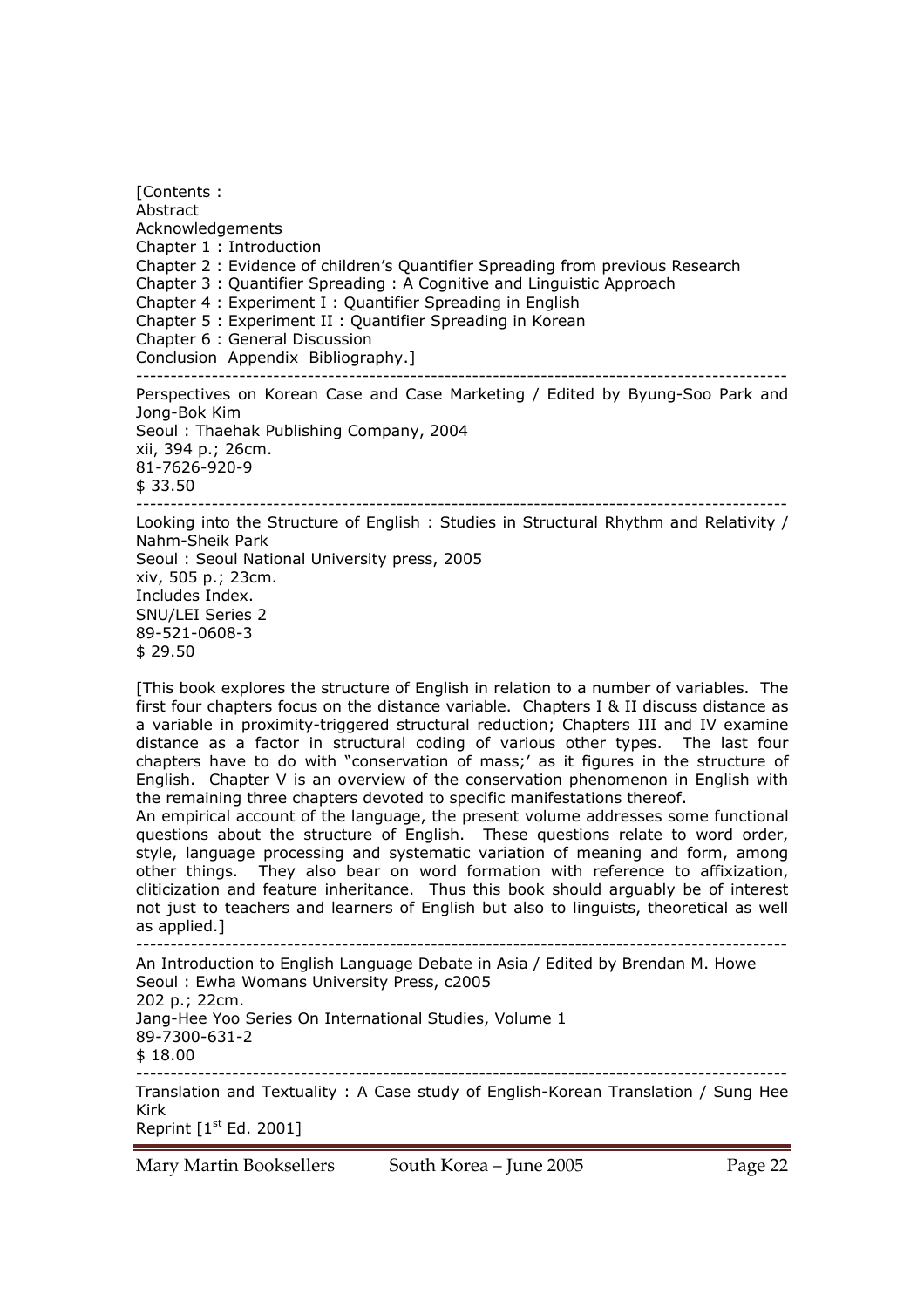[Contents :
Abstract
Acknowledgements
Chapter 1 : Introduction
Chapter 2 : Evidence of children's Quantifier Spreading from previous Research
Chapter 3 : Quantifier Spreading : A Cognitive and Linguistic Approach
Chapter 4 : Experiment I : Quantifier Spreading in English
Chapter 5 : Experiment II : Quantifier Spreading in Korean
Chapter 6 : General Discussion
Conclusion  Appendix  Bibliography.]

---

Perspectives on Korean Case and Case Marketing / Edited by Byung-Soo Park and Jong-Bok Kim
Seoul : Thaehak Publishing Company, 2004
xii, 394 p.; 26cm.
81-7626-920-9
$ 33.50

---

Looking into the Structure of English : Studies in Structural Rhythm and Relativity / Nahm-Sheik Park
Seoul : Seoul National University press, 2005
xiv, 505 p.; 23cm.
Includes Index.
SNU/LEI Series 2
89-521-0608-3
$ 29.50

[This book explores the structure of English in relation to a number of variables. The first four chapters focus on the distance variable. Chapters I & II discuss distance as a variable in proximity-triggered structural reduction; Chapters III and IV examine distance as a factor in structural coding of various other types. The last four chapters have to do with "conservation of mass;' as it figures in the structure of English. Chapter V is an overview of the conservation phenomenon in English with the remaining three chapters devoted to specific manifestations thereof.
An empirical account of the language, the present volume addresses some functional questions about the structure of English. These questions relate to word order, style, language processing and systematic variation of meaning and form, among other things. They also bear on word formation with reference to affixization, cliticization and feature inheritance. Thus this book should arguably be of interest not just to teachers and learners of English but also to linguists, theoretical as well as applied.]

---

An Introduction to English Language Debate in Asia / Edited by Brendan M. Howe
Seoul : Ewha Womans University Press, c2005
202 p.; 22cm.
Jang-Hee Yoo Series On International Studies, Volume 1
89-7300-631-2
$ 18.00

---

Translation and Textuality : A Case study of English-Korean Translation / Sung Hee Kirk
Reprint [1st Ed. 2001]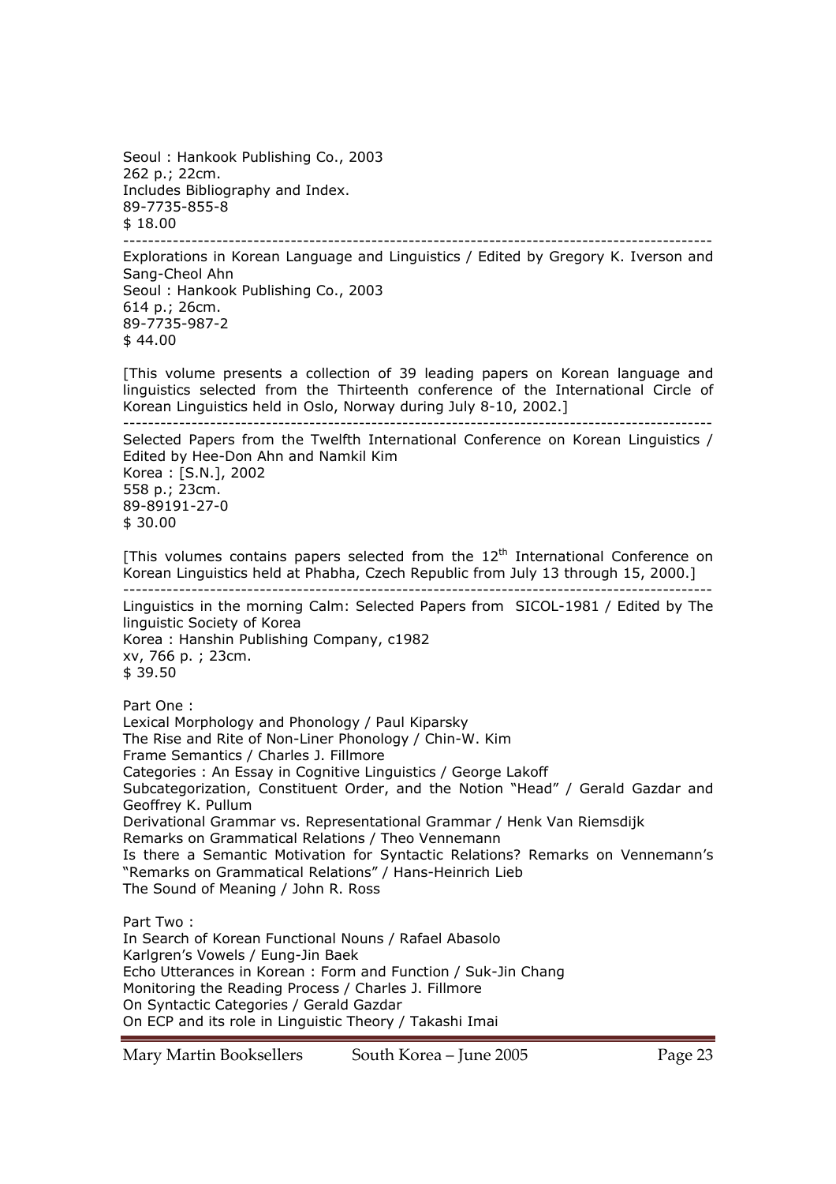Seoul : Hankook Publishing Co., 2003
262 p.; 22cm.
Includes Bibliography and Index.
89-7735-855-8
$ 18.00

---

Explorations in Korean Language and Linguistics / Edited by Gregory K. Iverson and Sang-Cheol Ahn
Seoul : Hankook Publishing Co., 2003
614 p.; 26cm.
89-7735-987-2
$ 44.00

[This volume presents a collection of 39 leading papers on Korean language and linguistics selected from the Thirteenth conference of the International Circle of Korean Linguistics held in Oslo, Norway during July 8-10, 2002.]

---

Selected Papers from the Twelfth International Conference on Korean Linguistics / Edited by Hee-Don Ahn and Namkil Kim
Korea : [S.N.], 2002
558 p.; 23cm.
89-89191-27-0
$ 30.00

[This volumes contains papers selected from the 12th International Conference on Korean Linguistics held at Phabha, Czech Republic from July 13 through 15, 2000.]

---

Linguistics in the morning Calm: Selected Papers from SICOL-1981 / Edited by The linguistic Society of Korea
Korea : Hanshin Publishing Company, c1982
xv, 766 p. ; 23cm.
$ 39.50

Part One :
Lexical Morphology and Phonology / Paul Kiparsky
The Rise and Rite of Non-Liner Phonology / Chin-W. Kim
Frame Semantics / Charles J. Fillmore
Categories : An Essay in Cognitive Linguistics / George Lakoff
Subcategorization, Constituent Order, and the Notion "Head" / Gerald Gazdar and Geoffrey K. Pullum
Derivational Grammar vs. Representational Grammar / Henk Van Riemsdijk
Remarks on Grammatical Relations / Theo Vennemann
Is there a Semantic Motivation for Syntactic Relations? Remarks on Vennemann's "Remarks on Grammatical Relations" / Hans-Heinrich Lieb
The Sound of Meaning / John R. Ross

Part Two :
In Search of Korean Functional Nouns / Rafael Abasolo
Karlgren's Vowels / Eung-Jin Baek
Echo Utterances in Korean : Form and Function / Suk-Jin Chang
Monitoring the Reading Process / Charles J. Fillmore
On Syntactic Categories / Gerald Gazdar
On ECP and its role in Linguistic Theory / Takashi Imai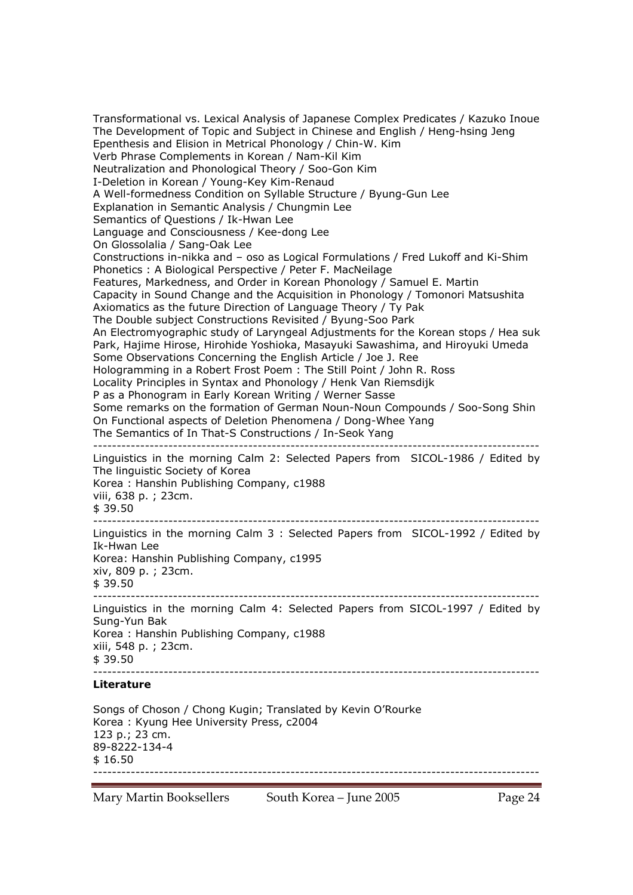Transformational vs. Lexical Analysis of Japanese Complex Predicates / Kazuko Inoue
The Development of Topic and Subject in Chinese and English / Heng-hsing Jeng
Epenthesis and Elision in Metrical Phonology / Chin-W. Kim
Verb Phrase Complements in Korean / Nam-Kil Kim
Neutralization and Phonological Theory / Soo-Gon Kim
I-Deletion in Korean / Young-Key Kim-Renaud
A Well-formedness Condition on Syllable Structure / Byung-Gun Lee
Explanation in Semantic Analysis / Chungmin Lee
Semantics of Questions / Ik-Hwan Lee
Language and Consciousness / Kee-dong Lee
On Glossolalia / Sang-Oak Lee
Constructions in-nikka and – oso as Logical Formulations / Fred Lukoff and Ki-Shim
Phonetics : A Biological Perspective / Peter F. MacNeilage
Features, Markedness, and Order in Korean Phonology / Samuel E. Martin
Capacity in Sound Change and the Acquisition in Phonology / Tomonori Matsushita
Axiomatics as the future Direction of Language Theory / Ty Pak
The Double subject Constructions Revisited / Byung-Soo Park
An Electromyographic study of Laryngeal Adjustments for the Korean stops / Hea suk Park, Hajime Hirose, Hirohide Yoshioka, Masayuki Sawashima, and Hiroyuki Umeda
Some Observations Concerning the English Article / Joe J. Ree
Hologramming in a Robert Frost Poem : The Still Point / John R. Ross
Locality Principles in Syntax and Phonology / Henk Van Riemsdijk
P as a Phonogram in Early Korean Writing / Werner Sasse
Some remarks on the formation of German Noun-Noun Compounds / Soo-Song Shin
On Functional aspects of Deletion Phenomena / Dong-Whee Yang
The Semantics of In That-S Constructions / In-Seok Yang

---

Linguistics in the morning Calm 2: Selected Papers from SICOL-1986 / Edited by The linguistic Society of Korea
Korea : Hanshin Publishing Company, c1988
viii, 638 p. ; 23cm.
$ 39.50

---

Linguistics in the morning Calm 3 : Selected Papers from SICOL-1992 / Edited by Ik-Hwan Lee
Korea: Hanshin Publishing Company, c1995
xiv, 809 p. ; 23cm.
$ 39.50

---

Linguistics in the morning Calm 4: Selected Papers from SICOL-1997 / Edited by Sung-Yun Bak
Korea : Hanshin Publishing Company, c1988
xiii, 548 p. ; 23cm.
$ 39.50

---

**Literature**

Songs of Choson / Chong Kugin; Translated by Kevin O'Rourke
Korea : Kyung Hee University Press, c2004
123 p.; 23 cm.
89-8222-134-4
$ 16.50

---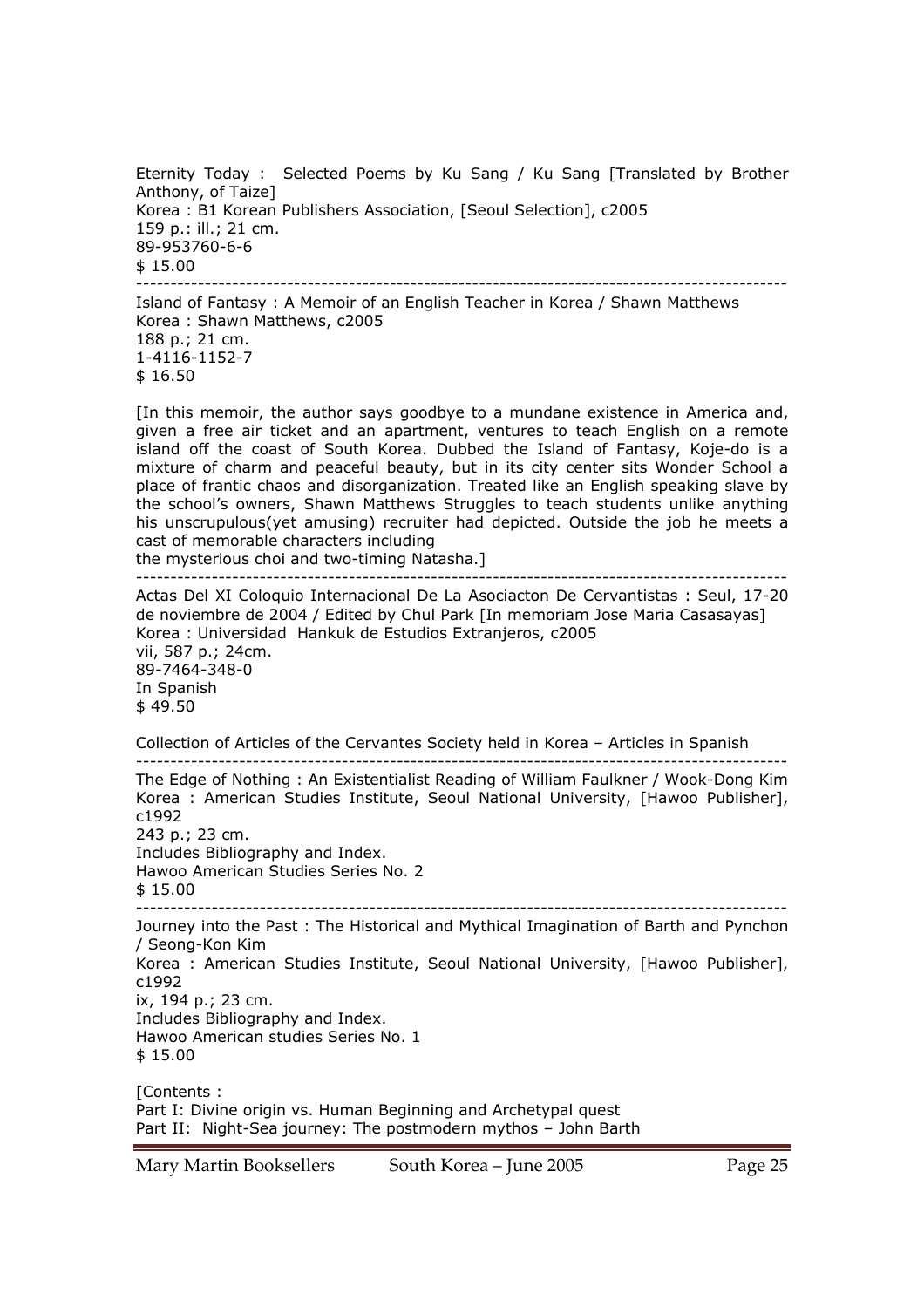Eternity Today : Selected Poems by Ku Sang / Ku Sang [Translated by Brother Anthony, of Taize]
Korea : B1 Korean Publishers Association, [Seoul Selection], c2005
159 p.: ill.; 21 cm.
89-953760-6-6
$ 15.00

---

Island of Fantasy : A Memoir of an English Teacher in Korea / Shawn Matthews
Korea : Shawn Matthews, c2005
188 p.; 21 cm.
1-4116-1152-7
$ 16.50

[In this memoir, the author says goodbye to a mundane existence in America and, given a free air ticket and an apartment, ventures to teach English on a remote island off the coast of South Korea. Dubbed the Island of Fantasy, Koje-do is a mixture of charm and peaceful beauty, but in its city center sits Wonder School a place of frantic chaos and disorganization. Treated like an English speaking slave by the school's owners, Shawn Matthews Struggles to teach students unlike anything his unscrupulous(yet amusing) recruiter had depicted. Outside the job he meets a cast of memorable characters including
the mysterious choi and two-timing Natasha.]

---

Actas Del XI Coloquio Internacional De La Asociacton De Cervantistas : Seul, 17-20 de noviembre de 2004 / Edited by Chul Park [In memoriam Jose Maria Casasayas]
Korea : Universidad Hankuk de Estudios Extranjeros, c2005
vii, 587 p.; 24cm.
89-7464-348-0
In Spanish
$ 49.50

Collection of Articles of the Cervantes Society held in Korea – Articles in Spanish

---

The Edge of Nothing : An Existentialist Reading of William Faulkner / Wook-Dong Kim
Korea : American Studies Institute, Seoul National University, [Hawoo Publisher], c1992
243 p.; 23 cm.
Includes Bibliography and Index.
Hawoo American Studies Series No. 2
$ 15.00

---

Journey into the Past : The Historical and Mythical Imagination of Barth and Pynchon / Seong-Kon Kim
Korea : American Studies Institute, Seoul National University, [Hawoo Publisher], c1992
ix, 194 p.; 23 cm.
Includes Bibliography and Index.
Hawoo American studies Series No. 1
$ 15.00

[Contents :
Part I: Divine origin vs. Human Beginning and Archetypal quest
Part II: Night-Sea journey: The postmodern mythos – John Barth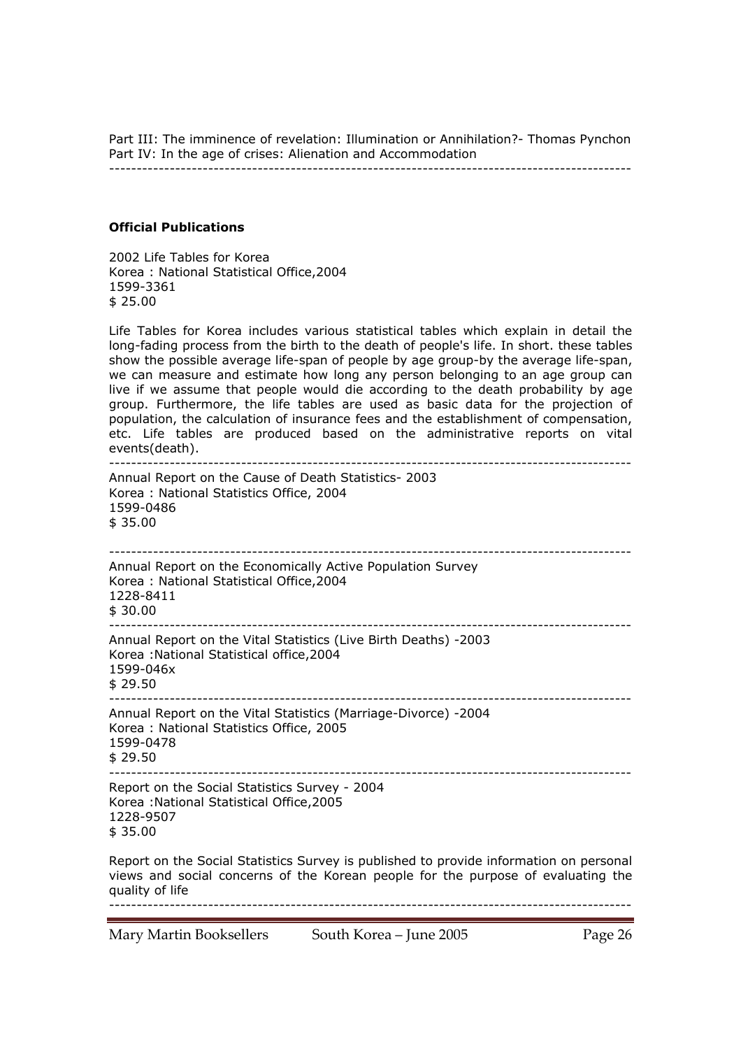Part III: The imminence of revelation: Illumination or Annihilation?- Thomas Pynchon
Part IV: In the age of crises: Alienation and Accommodation

---

**Official Publications**

2002 Life Tables for Korea
Korea : National Statistical Office,2004
1599-3361
$ 25.00

Life Tables for Korea includes various statistical tables which explain in detail the long-fading process from the birth to the death of people's life. In short. these tables show the possible average life-span of people by age group-by the average life-span, we can measure and estimate how long any person belonging to an age group can live if we assume that people would die according to the death probability by age group. Furthermore, the life tables are used as basic data for the projection of population, the calculation of insurance fees and the establishment of compensation, etc. Life tables are produced based on the administrative reports on vital events(death).

---

Annual Report on the Cause of Death Statistics- 2003
Korea : National Statistics Office, 2004
1599-0486
$ 35.00

---

Annual Report on the Economically Active Population Survey
Korea : National Statistical Office,2004
1228-8411
$ 30.00

---

Annual Report on the Vital Statistics (Live Birth Deaths) -2003
Korea :National Statistical office,2004
1599-046x
$ 29.50

---

Annual Report on the Vital Statistics (Marriage-Divorce) -2004
Korea : National Statistics Office, 2005
1599-0478
$ 29.50

---

Report on the Social Statistics Survey - 2004
Korea :National Statistical Office,2005
1228-9507
$ 35.00

Report on the Social Statistics Survey is published to provide information on personal views and social concerns of the Korean people for the purpose of evaluating the quality of life

---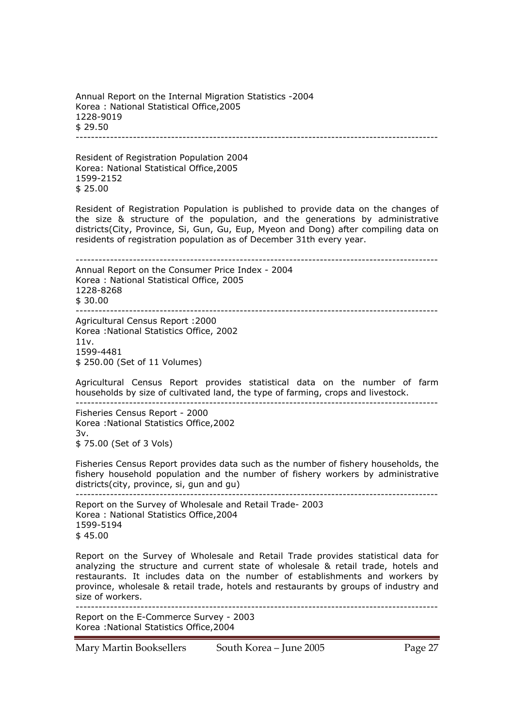Annual Report on the Internal Migration Statistics -2004
Korea : National Statistical Office,2005
1228-9019
$ 29.50

---

Resident of Registration Population 2004
Korea: National Statistical Office,2005
1599-2152
$ 25.00

Resident of Registration Population is published to provide data on the changes of the size & structure of the population, and the generations by administrative districts(City, Province, Si, Gun, Gu, Eup, Myeon and Dong) after compiling data on residents of registration population as of December 31th every year.

---

Annual Report on the Consumer Price Index - 2004
Korea : National Statistical Office, 2005
1228-8268
$ 30.00

---

Agricultural Census Report :2000
Korea :National Statistics Office, 2002
11v.
1599-4481
$ 250.00 (Set of 11 Volumes)

Agricultural Census Report provides statistical data on the number of farm households by size of cultivated land, the type of farming, crops and livestock.

---

Fisheries Census Report - 2000
Korea :National Statistics Office,2002
3v.
$ 75.00 (Set of 3 Vols)

Fisheries Census Report provides data such as the number of fishery households, the fishery household population and the number of fishery workers by administrative districts(city, province, si, gun and gu)

---

Report on the Survey of Wholesale and Retail Trade- 2003
Korea : National Statistics Office,2004
1599-5194
$ 45.00

Report on the Survey of Wholesale and Retail Trade provides statistical data for analyzing the structure and current state of wholesale & retail trade, hotels and restaurants. It includes data on the number of establishments and workers by province, wholesale & retail trade, hotels and restaurants by groups of industry and size of workers.

---

Report on the E-Commerce Survey - 2003
Korea :National Statistics Office,2004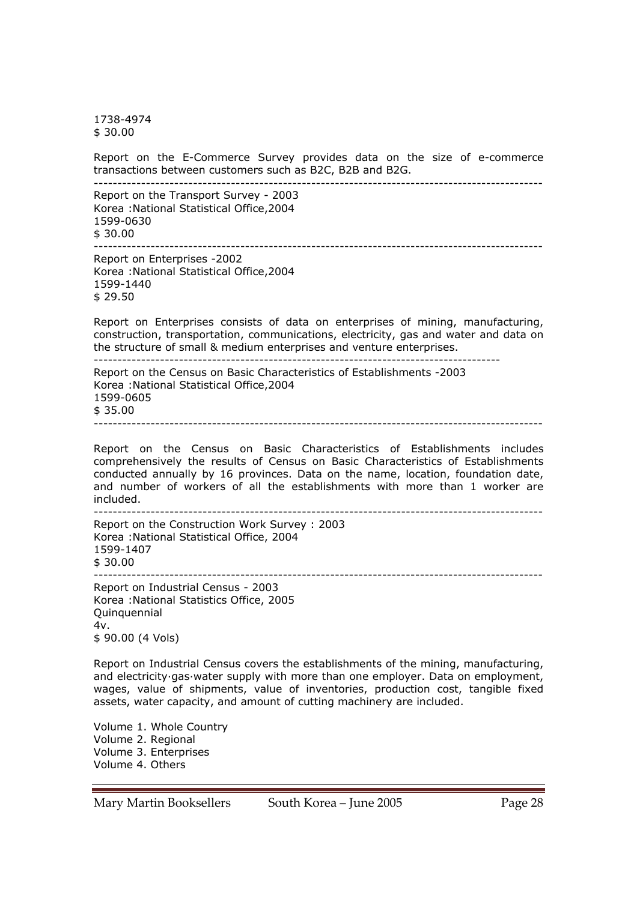1738-4974
$ 30.00

Report on the E-Commerce Survey provides data on the size of e-commerce transactions between customers such as B2C, B2B and B2G.

---

Report on the Transport Survey - 2003
Korea :National Statistical Office,2004
1599-0630
$ 30.00

---

Report on Enterprises -2002
Korea :National Statistical Office,2004
1599-1440
$ 29.50

Report on Enterprises consists of data on enterprises of mining, manufacturing, construction, transportation, communications, electricity, gas and water and data on the structure of small & medium enterprises and venture enterprises.

---

Report on the Census on Basic Characteristics of Establishments -2003
Korea :National Statistical Office,2004
1599-0605
$ 35.00

---

Report on the Census on Basic Characteristics of Establishments includes comprehensively the results of Census on Basic Characteristics of Establishments conducted annually by 16 provinces. Data on the name, location, foundation date, and number of workers of all the establishments with more than 1 worker are included.

---

Report on the Construction Work Survey : 2003
Korea :National Statistical Office, 2004
1599-1407
$ 30.00

---

Report on Industrial Census - 2003
Korea :National Statistics Office, 2005
Quinquennial
4v.
$ 90.00 (4 Vols)

Report on Industrial Census covers the establishments of the mining, manufacturing, and electricity·gas·water supply with more than one employer. Data on employment, wages, value of shipments, value of inventories, production cost, tangible fixed assets, water capacity, and amount of cutting machinery are included.

Volume 1. Whole Country
Volume 2. Regional
Volume 3. Enterprises
Volume 4. Others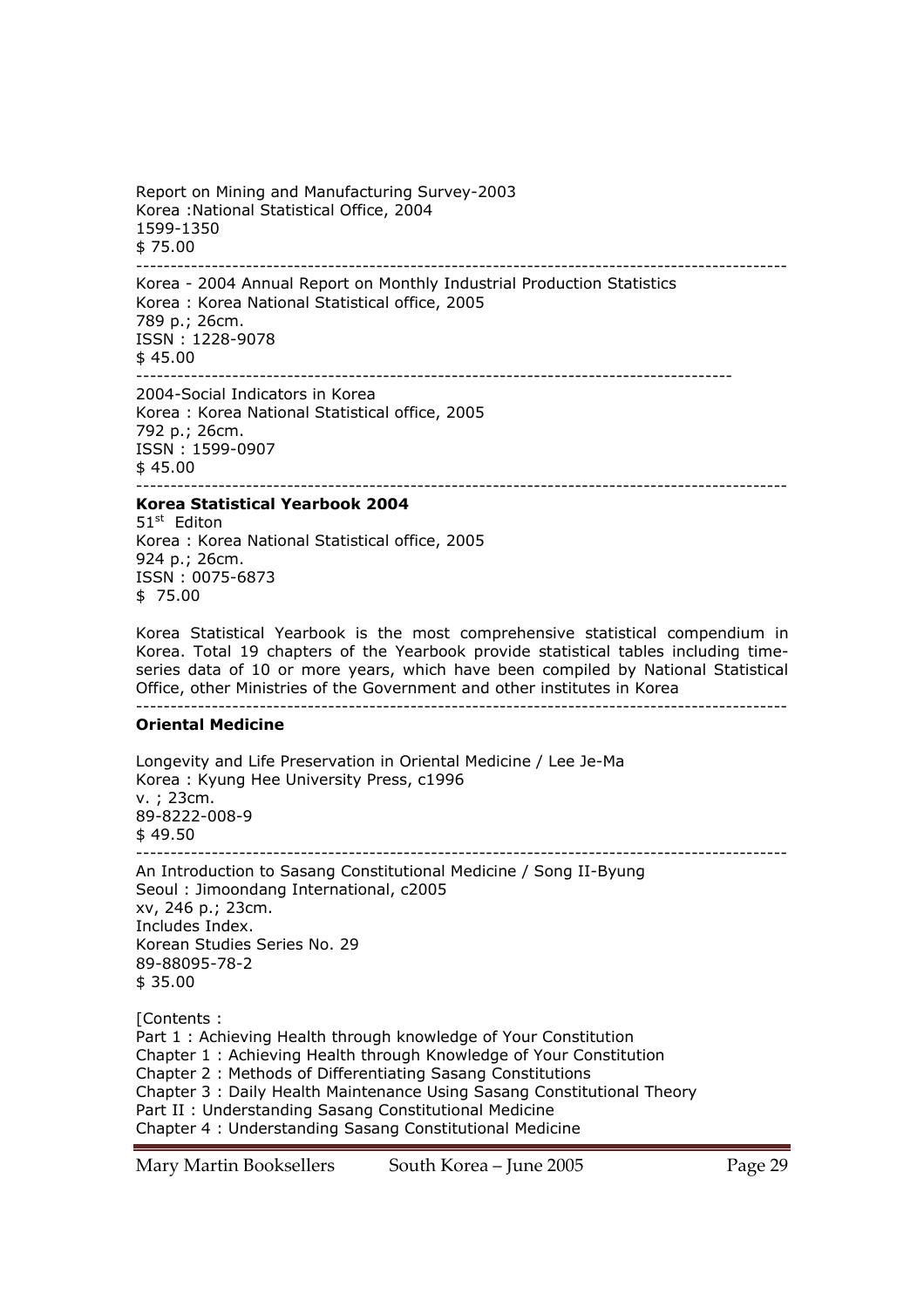Report on Mining and Manufacturing Survey-2003
Korea :National Statistical Office, 2004
1599-1350
$ 75.00

---

Korea - 2004 Annual Report on Monthly Industrial Production Statistics
Korea : Korea National Statistical office, 2005
789 p.; 26cm.
ISSN : 1228-9078
$ 45.00

---

2004-Social Indicators in Korea
Korea : Korea National Statistical office, 2005
792 p.; 26cm.
ISSN : 1599-0907
$ 45.00

---

**Korea Statistical Yearbook 2004**
51st Editon
Korea : Korea National Statistical office, 2005
924 p.; 26cm.
ISSN : 0075-6873
$ 75.00

Korea Statistical Yearbook is the most comprehensive statistical compendium in Korea. Total 19 chapters of the Yearbook provide statistical tables including time-series data of 10 or more years, which have been compiled by National Statistical Office, other Ministries of the Government and other institutes in Korea

---

**Oriental Medicine**

Longevity and Life Preservation in Oriental Medicine / Lee Je-Ma
Korea : Kyung Hee University Press, c1996
v. ; 23cm.
89-8222-008-9
$ 49.50

---

An Introduction to Sasang Constitutional Medicine / Song II-Byung
Seoul : Jimoondang International, c2005
xv, 246 p.; 23cm.
Includes Index.
Korean Studies Series No. 29
89-88095-78-2
$ 35.00

[Contents :
Part 1 : Achieving Health through knowledge of Your Constitution
Chapter 1 : Achieving Health through Knowledge of Your Constitution
Chapter 2 : Methods of Differentiating Sasang Constitutions
Chapter 3 : Daily Health Maintenance Using Sasang Constitutional Theory
Part II : Understanding Sasang Constitutional Medicine
Chapter 4 : Understanding Sasang Constitutional Medicine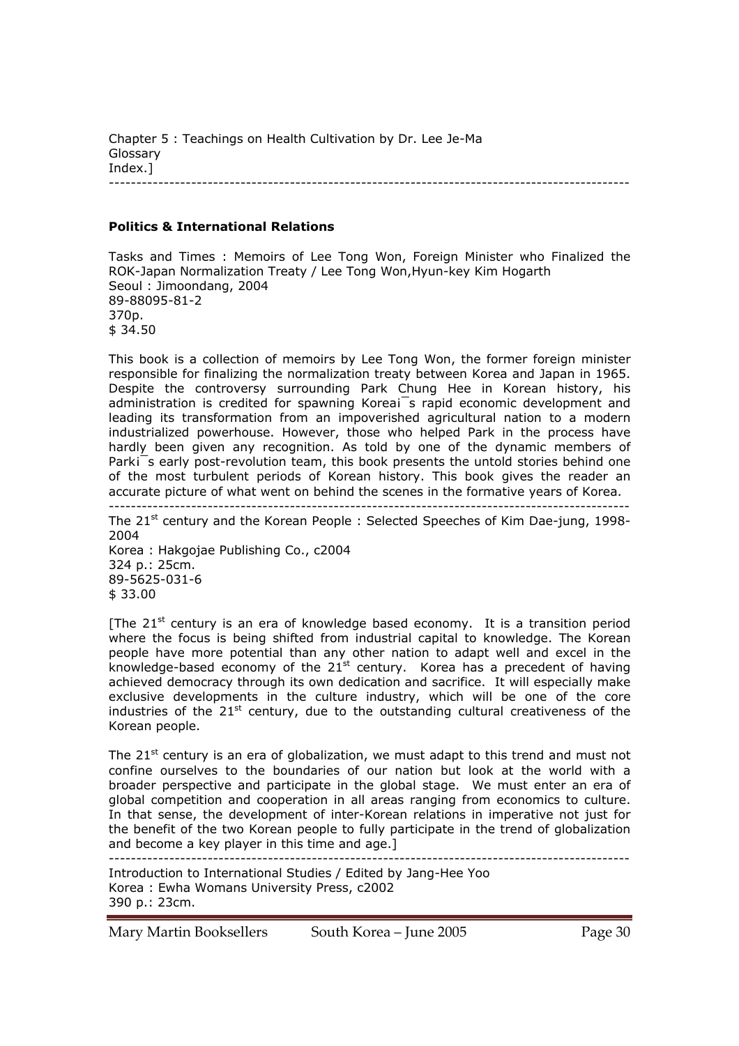Chapter 5 : Teachings on Health Cultivation by Dr. Lee Je-Ma
Glossary
Index.]

---

**Politics & International Relations**

Tasks and Times : Memoirs of Lee Tong Won, Foreign Minister who Finalized the ROK-Japan Normalization Treaty / Lee Tong Won,Hyun-key Kim Hogarth
Seoul : Jimoondang, 2004
89-88095-81-2
370p.
$ 34.50

This book is a collection of memoirs by Lee Tong Won, the former foreign minister responsible for finalizing the normalization treaty between Korea and Japan in 1965. Despite the controversy surrounding Park Chung Hee in Korean history, his administration is credited for spawning Koreaí¯s rapid economic development and leading its transformation from an impoverished agricultural nation to a modern industrialized powerhouse. However, those who helped Park in the process have hardly been given any recognition. As told by one of the dynamic members of Parkí¯s early post-revolution team, this book presents the untold stories behind one of the most turbulent periods of Korean history. This book gives the reader an accurate picture of what went on behind the scenes in the formative years of Korea.

---

The 21st century and the Korean People : Selected Speeches of Kim Dae-jung, 1998-2004
Korea : Hakgojae Publishing Co., c2004
324 p.: 25cm.
89-5625-031-6
$ 33.00

[The 21st century is an era of knowledge based economy. It is a transition period where the focus is being shifted from industrial capital to knowledge. The Korean people have more potential than any other nation to adapt well and excel in the knowledge-based economy of the 21st century. Korea has a precedent of having achieved democracy through its own dedication and sacrifice. It will especially make exclusive developments in the culture industry, which will be one of the core industries of the 21st century, due to the outstanding cultural creativeness of the Korean people.

The 21st century is an era of globalization, we must adapt to this trend and must not confine ourselves to the boundaries of our nation but look at the world with a broader perspective and participate in the global stage. We must enter an era of global competition and cooperation in all areas ranging from economics to culture. In that sense, the development of inter-Korean relations in imperative not just for the benefit of the two Korean people to fully participate in the trend of globalization and become a key player in this time and age.]

---

Introduction to International Studies / Edited by Jang-Hee Yoo
Korea : Ewha Womans University Press, c2002
390 p.: 23cm.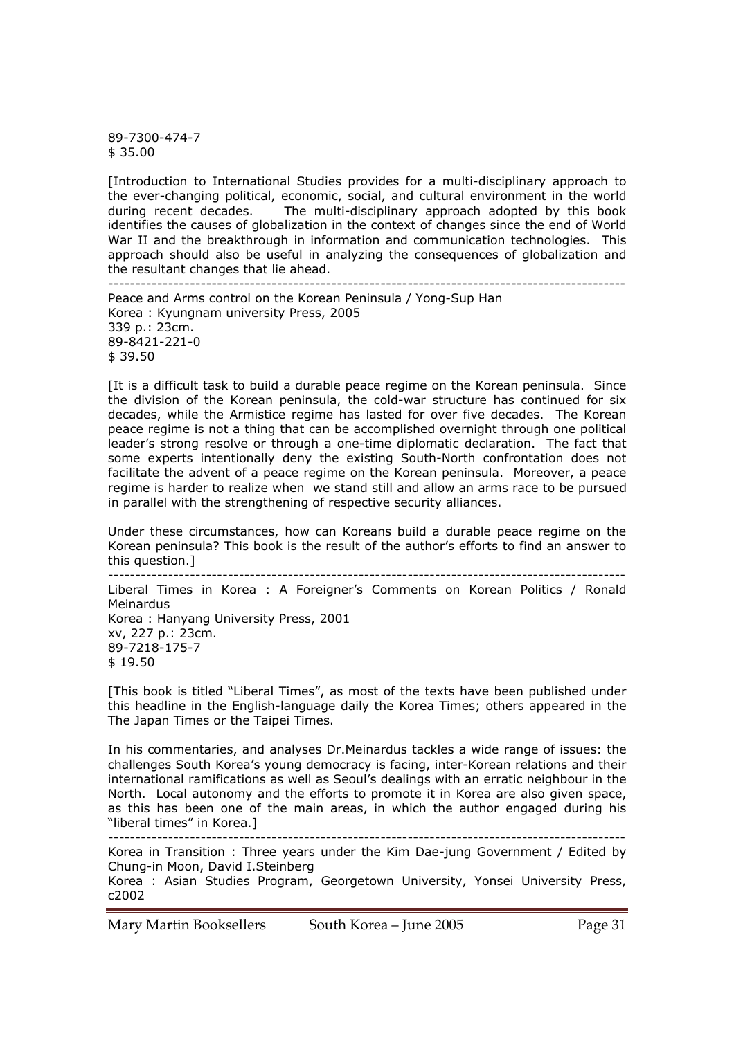89-7300-474-7
$ 35.00

[Introduction to International Studies provides for a multi-disciplinary approach to the ever-changing political, economic, social, and cultural environment in the world during recent decades. The multi-disciplinary approach adopted by this book identifies the causes of globalization in the context of changes since the end of World War II and the breakthrough in information and communication technologies. This approach should also be useful in analyzing the consequences of globalization and the resultant changes that lie ahead.

---

Peace and Arms control on the Korean Peninsula / Yong-Sup Han
Korea : Kyungnam university Press, 2005
339 p.: 23cm.
89-8421-221-0
$ 39.50

[It is a difficult task to build a durable peace regime on the Korean peninsula. Since the division of the Korean peninsula, the cold-war structure has continued for six decades, while the Armistice regime has lasted for over five decades. The Korean peace regime is not a thing that can be accomplished overnight through one political leader's strong resolve or through a one-time diplomatic declaration. The fact that some experts intentionally deny the existing South-North confrontation does not facilitate the advent of a peace regime on the Korean peninsula. Moreover, a peace regime is harder to realize when we stand still and allow an arms race to be pursued in parallel with the strengthening of respective security alliances.

Under these circumstances, how can Koreans build a durable peace regime on the Korean peninsula? This book is the result of the author's efforts to find an answer to this question.]

---

Liberal Times in Korea : A Foreigner's Comments on Korean Politics / Ronald Meinardus
Korea : Hanyang University Press, 2001
xv, 227 p.: 23cm.
89-7218-175-7
$ 19.50

[This book is titled "Liberal Times", as most of the texts have been published under this headline in the English-language daily the Korea Times; others appeared in the The Japan Times or the Taipei Times.

In his commentaries, and analyses Dr.Meinardus tackles a wide range of issues: the challenges South Korea's young democracy is facing, inter-Korean relations and their international ramifications as well as Seoul's dealings with an erratic neighbour in the North. Local autonomy and the efforts to promote it in Korea are also given space, as this has been one of the main areas, in which the author engaged during his "liberal times" in Korea.]

---

Korea in Transition : Three years under the Kim Dae-jung Government / Edited by Chung-in Moon, David I.Steinberg
Korea : Asian Studies Program, Georgetown University, Yonsei University Press, c2002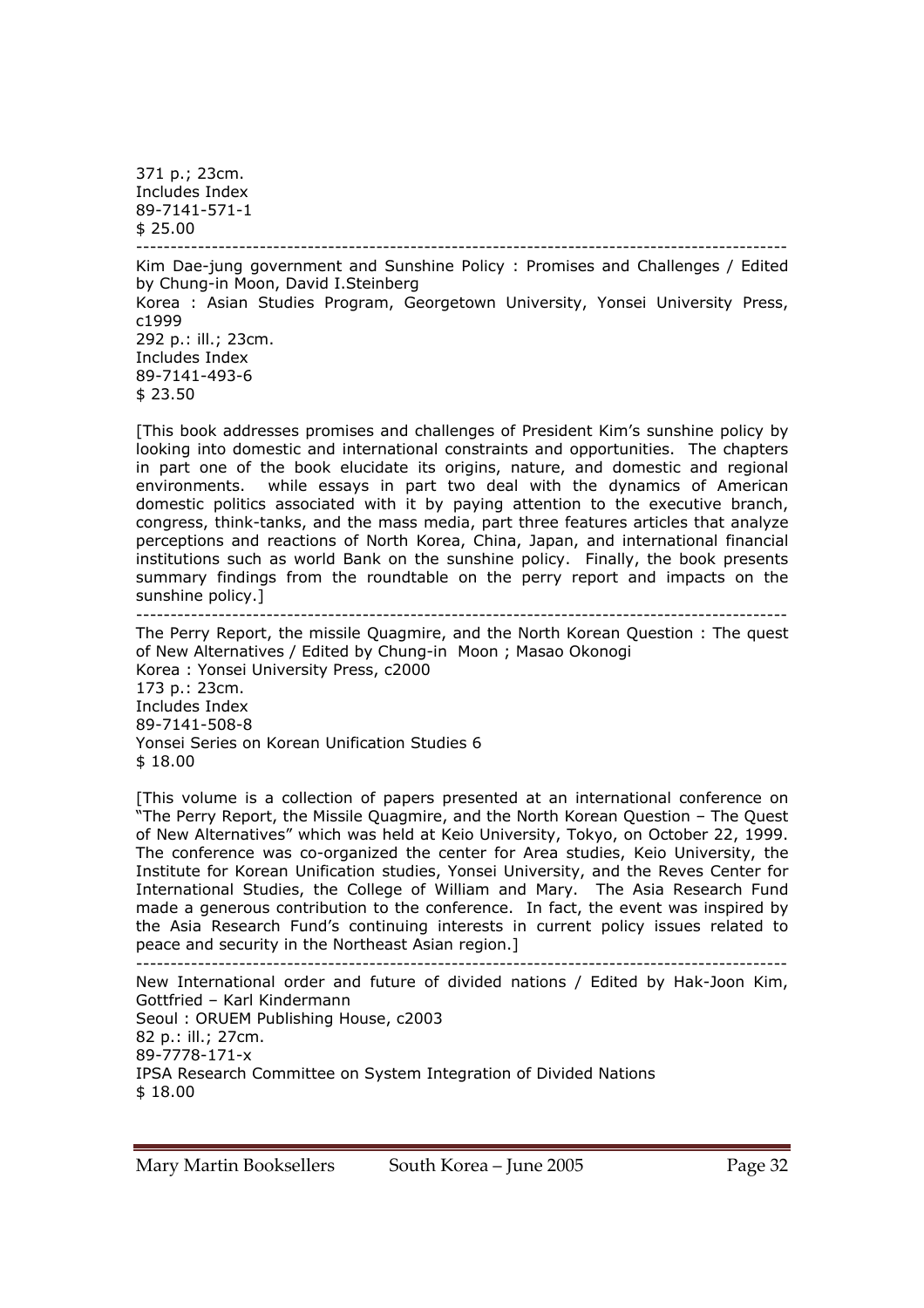371 p.; 23cm.
Includes Index
89-7141-571-1
$ 25.00

---

Kim Dae-jung government and Sunshine Policy : Promises and Challenges / Edited by Chung-in Moon, David I.Steinberg
Korea : Asian Studies Program, Georgetown University, Yonsei University Press, c1999
292 p.: ill.; 23cm.
Includes Index
89-7141-493-6
$ 23.50

[This book addresses promises and challenges of President Kim's sunshine policy by looking into domestic and international constraints and opportunities. The chapters in part one of the book elucidate its origins, nature, and domestic and regional environments. while essays in part two deal with the dynamics of American domestic politics associated with it by paying attention to the executive branch, congress, think-tanks, and the mass media, part three features articles that analyze perceptions and reactions of North Korea, China, Japan, and international financial institutions such as world Bank on the sunshine policy. Finally, the book presents summary findings from the roundtable on the perry report and impacts on the sunshine policy.]

---

The Perry Report, the missile Quagmire, and the North Korean Question : The quest of New Alternatives / Edited by Chung-in Moon ; Masao Okonogi
Korea : Yonsei University Press, c2000
173 p.: 23cm.
Includes Index
89-7141-508-8
Yonsei Series on Korean Unification Studies 6
$ 18.00

[This volume is a collection of papers presented at an international conference on "The Perry Report, the Missile Quagmire, and the North Korean Question – The Quest of New Alternatives" which was held at Keio University, Tokyo, on October 22, 1999. The conference was co-organized the center for Area studies, Keio University, the Institute for Korean Unification studies, Yonsei University, and the Reves Center for International Studies, the College of William and Mary. The Asia Research Fund made a generous contribution to the conference. In fact, the event was inspired by the Asia Research Fund's continuing interests in current policy issues related to peace and security in the Northeast Asian region.]

---

New International order and future of divided nations / Edited by Hak-Joon Kim, Gottfried – Karl Kindermann
Seoul : ORUEM Publishing House, c2003
82 p.: ill.; 27cm.
89-7778-171-x
IPSA Research Committee on System Integration of Divided Nations
$ 18.00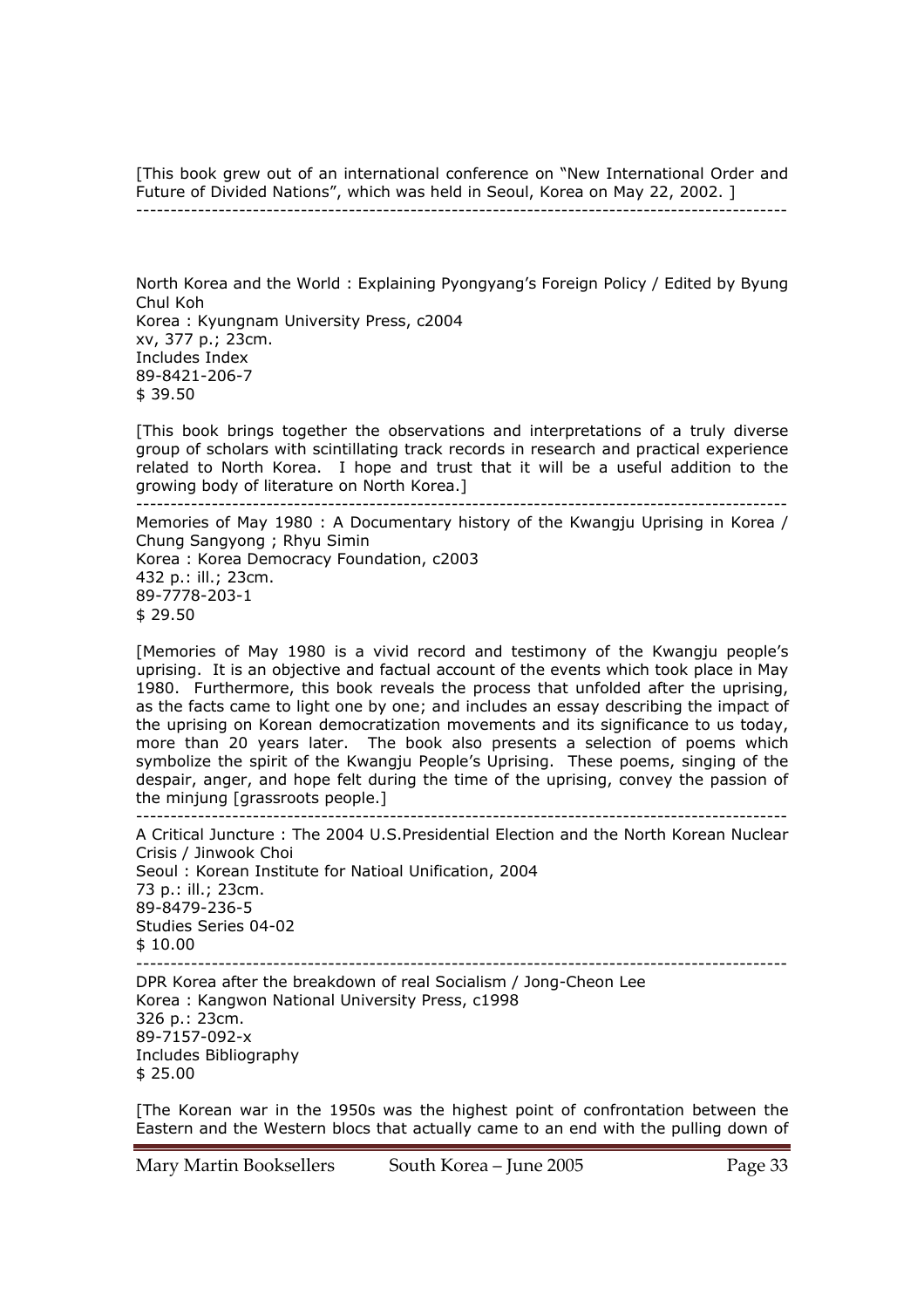[This book grew out of an international conference on "New International Order and Future of Divided Nations", which was held in Seoul, Korea on May 22, 2002. ]

---

North Korea and the World : Explaining Pyongyang's Foreign Policy / Edited by Byung Chul Koh
Korea : Kyungnam University Press, c2004
xv, 377 p.; 23cm.
Includes Index
89-8421-206-7
$ 39.50

[This book brings together the observations and interpretations of a truly diverse group of scholars with scintillating track records in research and practical experience related to North Korea. I hope and trust that it will be a useful addition to the growing body of literature on North Korea.]

---

Memories of May 1980 : A Documentary history of the Kwangju Uprising in Korea / Chung Sangyong ; Rhyu Simin
Korea : Korea Democracy Foundation, c2003
432 p.: ill.; 23cm.
89-7778-203-1
$ 29.50

[Memories of May 1980 is a vivid record and testimony of the Kwangju people's uprising. It is an objective and factual account of the events which took place in May 1980. Furthermore, this book reveals the process that unfolded after the uprising, as the facts came to light one by one; and includes an essay describing the impact of the uprising on Korean democratization movements and its significance to us today, more than 20 years later. The book also presents a selection of poems which symbolize the spirit of the Kwangju People's Uprising. These poems, singing of the despair, anger, and hope felt during the time of the uprising, convey the passion of the minjung [grassroots people.]

---

A Critical Juncture : The 2004 U.S.Presidential Election and the North Korean Nuclear Crisis / Jinwook Choi
Seoul : Korean Institute for Natioal Unification, 2004
73 p.: ill.; 23cm.
89-8479-236-5
Studies Series 04-02
$ 10.00

---

DPR Korea after the breakdown of real Socialism / Jong-Cheon Lee
Korea : Kangwon National University Press, c1998
326 p.: 23cm.
89-7157-092-x
Includes Bibliography
$ 25.00

[The Korean war in the 1950s was the highest point of confrontation between the Eastern and the Western blocs that actually came to an end with the pulling down of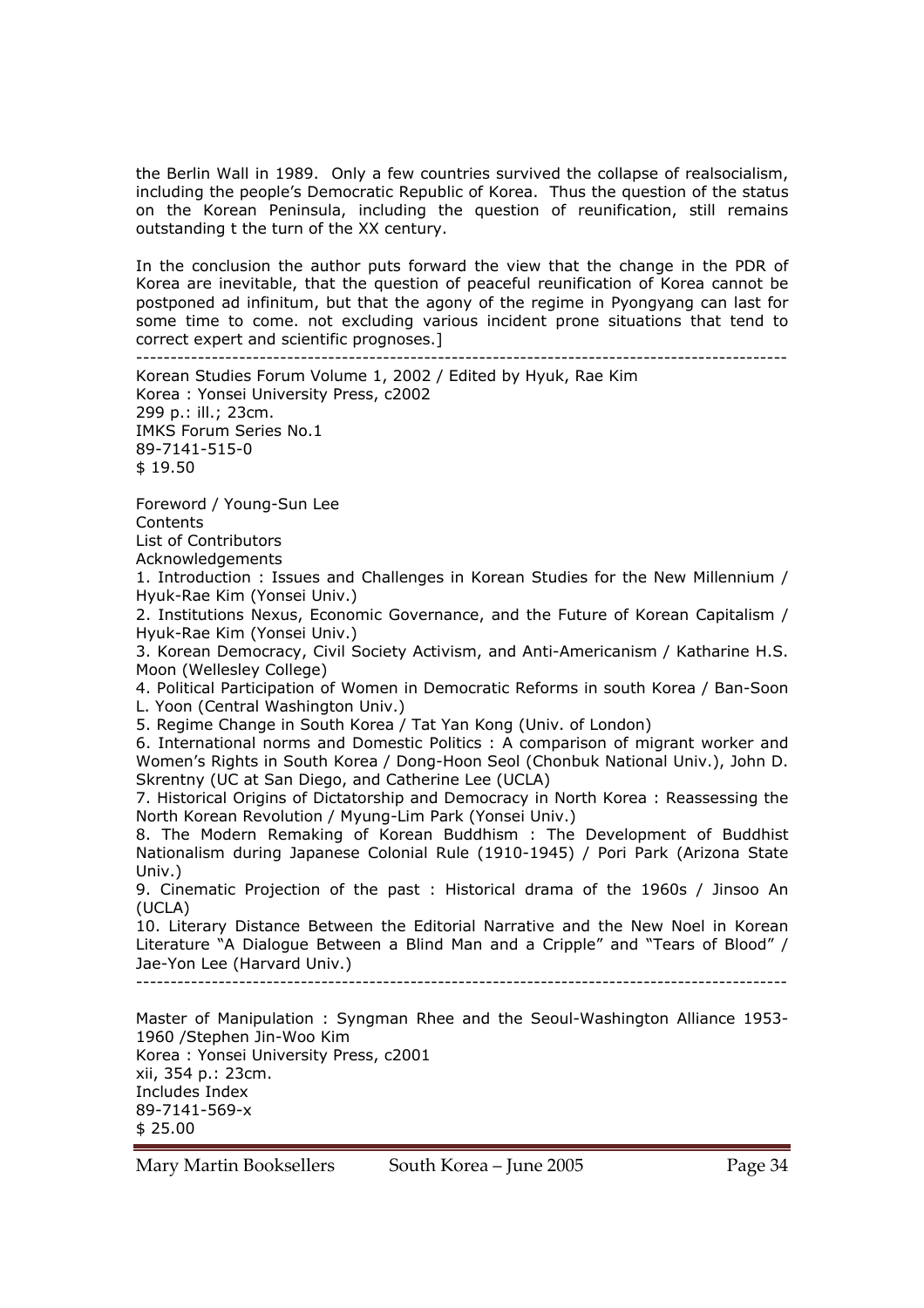the Berlin Wall in 1989. Only a few countries survived the collapse of realsocialism, including the people's Democratic Republic of Korea. Thus the question of the status on the Korean Peninsula, including the question of reunification, still remains outstanding t the turn of the XX century.

In the conclusion the author puts forward the view that the change in the PDR of Korea are inevitable, that the question of peaceful reunification of Korea cannot be postponed ad infinitum, but that the agony of the regime in Pyongyang can last for some time to come. not excluding various incident prone situations that tend to correct expert and scientific prognoses.]

---

Korean Studies Forum Volume 1, 2002 / Edited by Hyuk, Rae Kim
Korea : Yonsei University Press, c2002
299 p.: ill.; 23cm.
IMKS Forum Series No.1
89-7141-515-0
$ 19.50

Foreword / Young-Sun Lee
Contents
List of Contributors
Acknowledgements
1. Introduction : Issues and Challenges in Korean Studies for the New Millennium / Hyuk-Rae Kim (Yonsei Univ.)
2. Institutions Nexus, Economic Governance, and the Future of Korean Capitalism / Hyuk-Rae Kim (Yonsei Univ.)
3. Korean Democracy, Civil Society Activism, and Anti-Americanism / Katharine H.S. Moon (Wellesley College)
4. Political Participation of Women in Democratic Reforms in south Korea / Ban-Soon L. Yoon (Central Washington Univ.)
5. Regime Change in South Korea / Tat Yan Kong (Univ. of London)
6. International norms and Domestic Politics : A comparison of migrant worker and Women's Rights in South Korea / Dong-Hoon Seol (Chonbuk National Univ.), John D. Skrentny (UC at San Diego, and Catherine Lee (UCLA)
7. Historical Origins of Dictatorship and Democracy in North Korea : Reassessing the North Korean Revolution / Myung-Lim Park (Yonsei Univ.)
8. The Modern Remaking of Korean Buddhism : The Development of Buddhist Nationalism during Japanese Colonial Rule (1910-1945) / Pori Park (Arizona State Univ.)
9. Cinematic Projection of the past : Historical drama of the 1960s / Jinsoo An (UCLA)
10. Literary Distance Between the Editorial Narrative and the New Noel in Korean Literature "A Dialogue Between a Blind Man and a Cripple" and "Tears of Blood" / Jae-Yon Lee (Harvard Univ.)

---

Master of Manipulation : Syngman Rhee and the Seoul-Washington Alliance 1953-1960 /Stephen Jin-Woo Kim
Korea : Yonsei University Press, c2001
xii, 354 p.: 23cm.
Includes Index
89-7141-569-x
$ 25.00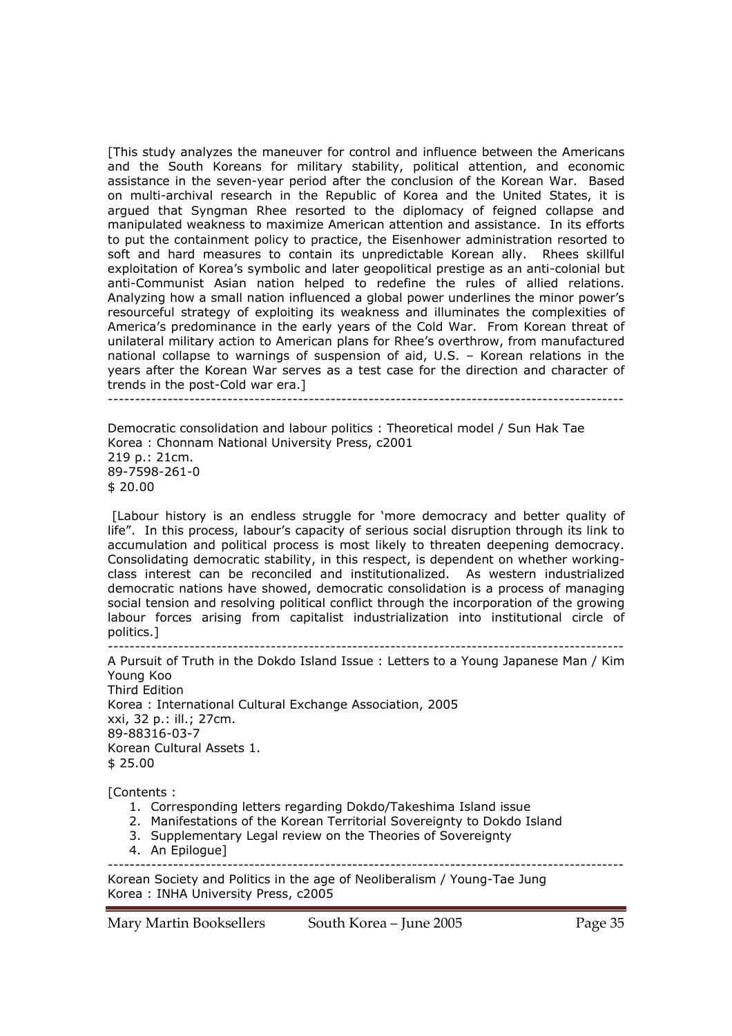[This study analyzes the maneuver for control and influence between the Americans and the South Koreans for military stability, political attention, and economic assistance in the seven-year period after the conclusion of the Korean War. Based on multi-archival research in the Republic of Korea and the United States, it is argued that Syngman Rhee resorted to the diplomacy of feigned collapse and manipulated weakness to maximize American attention and assistance. In its efforts to put the containment policy to practice, the Eisenhower administration resorted to soft and hard measures to contain its unpredictable Korean ally. Rhees skillful exploitation of Korea's symbolic and later geopolitical prestige as an anti-colonial but anti-Communist Asian nation helped to redefine the rules of allied relations. Analyzing how a small nation influenced a global power underlines the minor power's resourceful strategy of exploiting its weakness and illuminates the complexities of America's predominance in the early years of the Cold War. From Korean threat of unilateral military action to American plans for Rhee's overthrow, from manufactured national collapse to warnings of suspension of aid, U.S. – Korean relations in the years after the Korean War serves as a test case for the direction and character of trends in the post-Cold war era.]

---

Democratic consolidation and labour politics : Theoretical model / Sun Hak Tae
Korea : Chonnam National University Press, c2001
219 p.: 21cm.
89-7598-261-0
$ 20.00

[Labour history is an endless struggle for 'more democracy and better quality of life". In this process, labour's capacity of serious social disruption through its link to accumulation and political process is most likely to threaten deepening democracy. Consolidating democratic stability, in this respect, is dependent on whether working-class interest can be reconciled and institutionalized. As western industrialized democratic nations have showed, democratic consolidation is a process of managing social tension and resolving political conflict through the incorporation of the growing labour forces arising from capitalist industrialization into institutional circle of politics.]

---

A Pursuit of Truth in the Dokdo Island Issue : Letters to a Young Japanese Man / Kim Young Koo
Third Edition
Korea : International Cultural Exchange Association, 2005
xxi, 32 p.: ill.; 27cm.
89-88316-03-7
Korean Cultural Assets 1.
$ 25.00

[Contents :

1. Corresponding letters regarding Dokdo/Takeshima Island issue
2. Manifestations of the Korean Territorial Sovereignty to Dokdo Island
3. Supplementary Legal review on the Theories of Sovereignty
4. An Epilogue]

---

Korean Society and Politics in the age of Neoliberalism / Young-Tae Jung
Korea : INHA University Press, c2005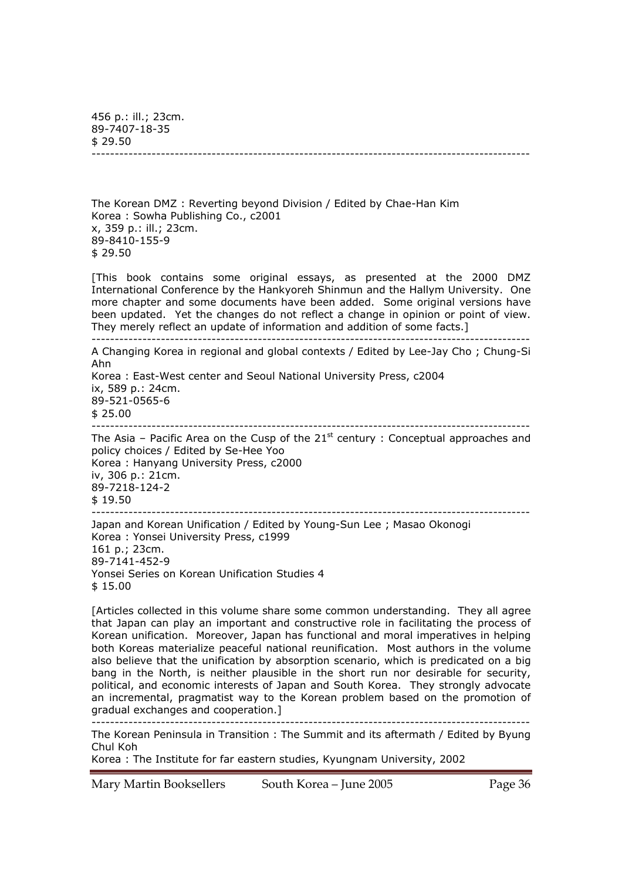456 p.: ill.; 23cm.
89-7407-18-35
$ 29.50

---

The Korean DMZ : Reverting beyond Division / Edited by Chae-Han Kim
Korea : Sowha Publishing Co., c2001
x, 359 p.: ill.; 23cm.
89-8410-155-9
$ 29.50

[This book contains some original essays, as presented at the 2000 DMZ International Conference by the Hankyoreh Shinmun and the Hallym University. One more chapter and some documents have been added. Some original versions have been updated. Yet the changes do not reflect a change in opinion or point of view. They merely reflect an update of information and addition of some facts.]

---

A Changing Korea in regional and global contexts / Edited by Lee-Jay Cho ; Chung-Si Ahn
Korea : East-West center and Seoul National University Press, c2004
ix, 589 p.: 24cm.
89-521-0565-6
$ 25.00

---

The Asia – Pacific Area on the Cusp of the 21st century : Conceptual approaches and policy choices / Edited by Se-Hee Yoo
Korea : Hanyang University Press, c2000
iv, 306 p.: 21cm.
89-7218-124-2
$ 19.50

---

Japan and Korean Unification / Edited by Young-Sun Lee ; Masao Okonogi
Korea : Yonsei University Press, c1999
161 p.; 23cm.
89-7141-452-9
Yonsei Series on Korean Unification Studies 4
$ 15.00

[Articles collected in this volume share some common understanding. They all agree that Japan can play an important and constructive role in facilitating the process of Korean unification. Moreover, Japan has functional and moral imperatives in helping both Koreas materialize peaceful national reunification. Most authors in the volume also believe that the unification by absorption scenario, which is predicated on a big bang in the North, is neither plausible in the short run nor desirable for security, political, and economic interests of Japan and South Korea. They strongly advocate an incremental, pragmatist way to the Korean problem based on the promotion of gradual exchanges and cooperation.]

---

The Korean Peninsula in Transition : The Summit and its aftermath / Edited by Byung Chul Koh
Korea : The Institute for far eastern studies, Kyungnam University, 2002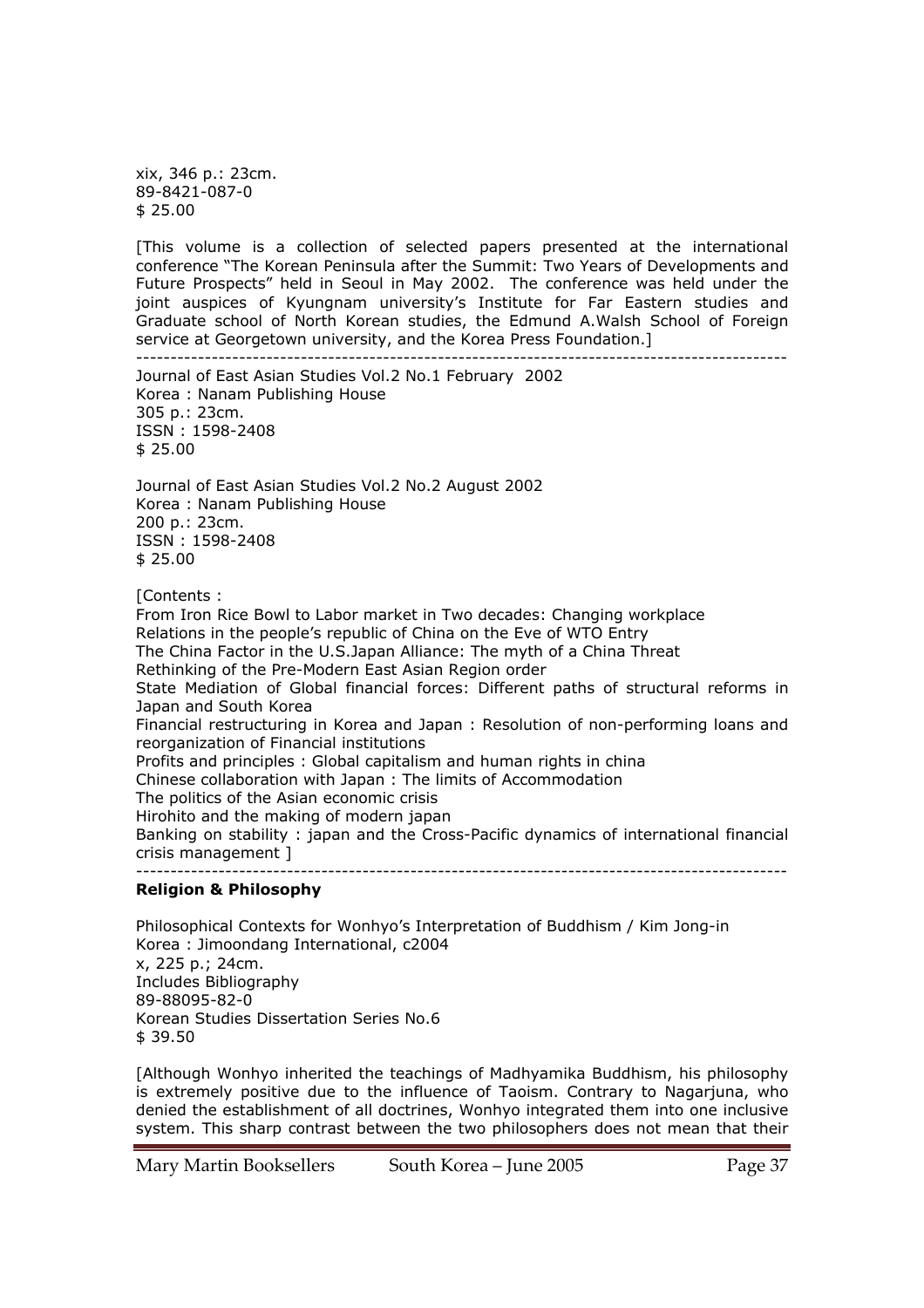xix, 346 p.: 23cm.
89-8421-087-0
$ 25.00

[This volume is a collection of selected papers presented at the international conference "The Korean Peninsula after the Summit: Two Years of Developments and Future Prospects" held in Seoul in May 2002. The conference was held under the joint auspices of Kyungnam university's Institute for Far Eastern studies and Graduate school of North Korean studies, the Edmund A.Walsh School of Foreign service at Georgetown university, and the Korea Press Foundation.]

---

Journal of East Asian Studies Vol.2 No.1 February 2002
Korea : Nanam Publishing House
305 p.: 23cm.
ISSN : 1598-2408
$ 25.00

Journal of East Asian Studies Vol.2 No.2 August 2002
Korea : Nanam Publishing House
200 p.: 23cm.
ISSN : 1598-2408
$ 25.00

[Contents :
From Iron Rice Bowl to Labor market in Two decades: Changing workplace Relations in the people's republic of China on the Eve of WTO Entry
The China Factor in the U.S.Japan Alliance: The myth of a China Threat
Rethinking of the Pre-Modern East Asian Region order
State Mediation of Global financial forces: Different paths of structural reforms in Japan and South Korea
Financial restructuring in Korea and Japan : Resolution of non-performing loans and reorganization of Financial institutions
Profits and principles : Global capitalism and human rights in china
Chinese collaboration with Japan : The limits of Accommodation
The politics of the Asian economic crisis
Hirohito and the making of modern japan
Banking on stability : japan and the Cross-Pacific dynamics of international financial crisis management ]

---

**Religion & Philosophy**

Philosophical Contexts for Wonhyo's Interpretation of Buddhism / Kim Jong-in
Korea : Jimoondang International, c2004
x, 225 p.; 24cm.
Includes Bibliography
89-88095-82-0
Korean Studies Dissertation Series No.6
$ 39.50

[Although Wonhyo inherited the teachings of Madhyamika Buddhism, his philosophy is extremely positive due to the influence of Taoism. Contrary to Nagarjuna, who denied the establishment of all doctrines, Wonhyo integrated them into one inclusive system. This sharp contrast between the two philosophers does not mean that their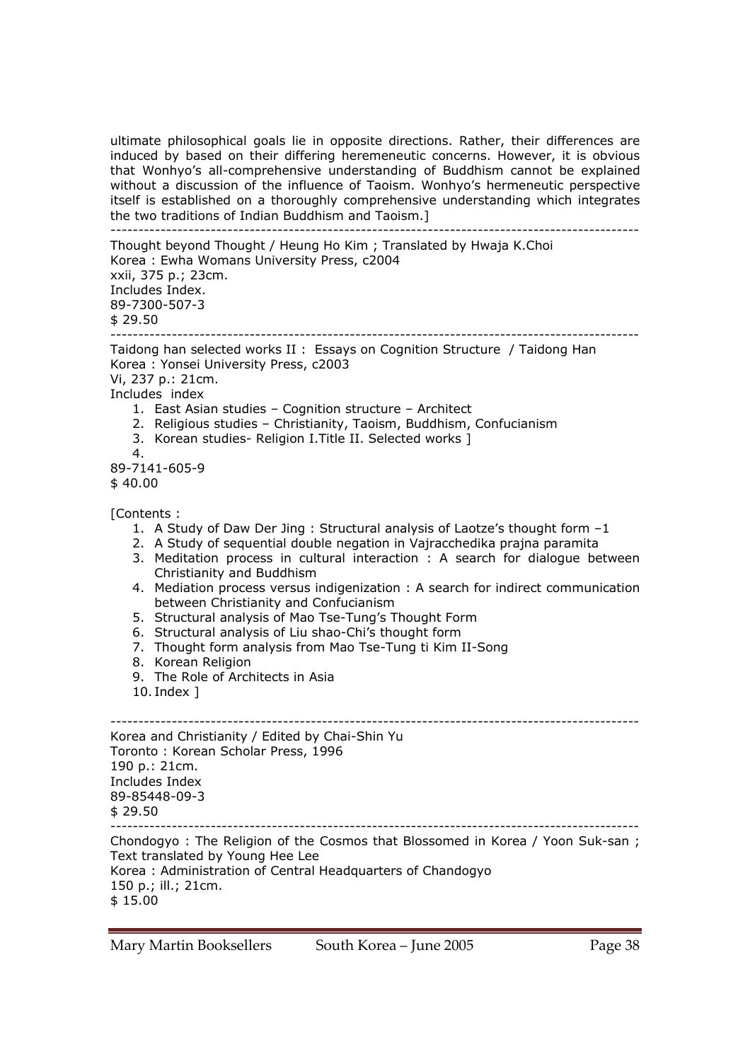ultimate philosophical goals lie in opposite directions. Rather, their differences are induced by based on their differing heremeneutic concerns. However, it is obvious that Wonhyo's all-comprehensive understanding of Buddhism cannot be explained without a discussion of the influence of Taoism. Wonhyo's hermeneutic perspective itself is established on a thoroughly comprehensive understanding which integrates the two traditions of Indian Buddhism and Taoism.]

---

Thought beyond Thought / Heung Ho Kim ; Translated by Hwaja K.Choi
Korea : Ewha Womans University Press, c2004
xxii, 375 p.; 23cm.
Includes Index.
89-7300-507-3
$ 29.50

---

Taidong han selected works II : Essays on Cognition Structure / Taidong Han
Korea : Yonsei University Press, c2003
Vi, 237 p.: 21cm.
Includes index

1. East Asian studies – Cognition structure – Architect
2. Religious studies – Christianity, Taoism, Buddhism, Confucianism
3. Korean studies- Religion I.Title II. Selected works ]
4.

89-7141-605-9
$ 40.00

[Contents :

1. A Study of Daw Der Jing : Structural analysis of Laotze's thought form –1
2. A Study of sequential double negation in Vajracchedika prajna paramita
3. Meditation process in cultural interaction : A search for dialogue between Christianity and Buddhism
4. Mediation process versus indigenization : A search for indirect communication between Christianity and Confucianism
5. Structural analysis of Mao Tse-Tung's Thought Form
6. Structural analysis of Liu shao-Chi's thought form
7. Thought form analysis from Mao Tse-Tung ti Kim II-Song
8. Korean Religion
9. The Role of Architects in Asia
10. Index ]

---

Korea and Christianity / Edited by Chai-Shin Yu
Toronto : Korean Scholar Press, 1996
190 p.: 21cm.
Includes Index
89-85448-09-3
$ 29.50

---

Chondogyo : The Religion of the Cosmos that Blossomed in Korea / Yoon Suk-san ; Text translated by Young Hee Lee
Korea : Administration of Central Headquarters of Chandogyo
150 p.; ill.; 21cm.
$ 15.00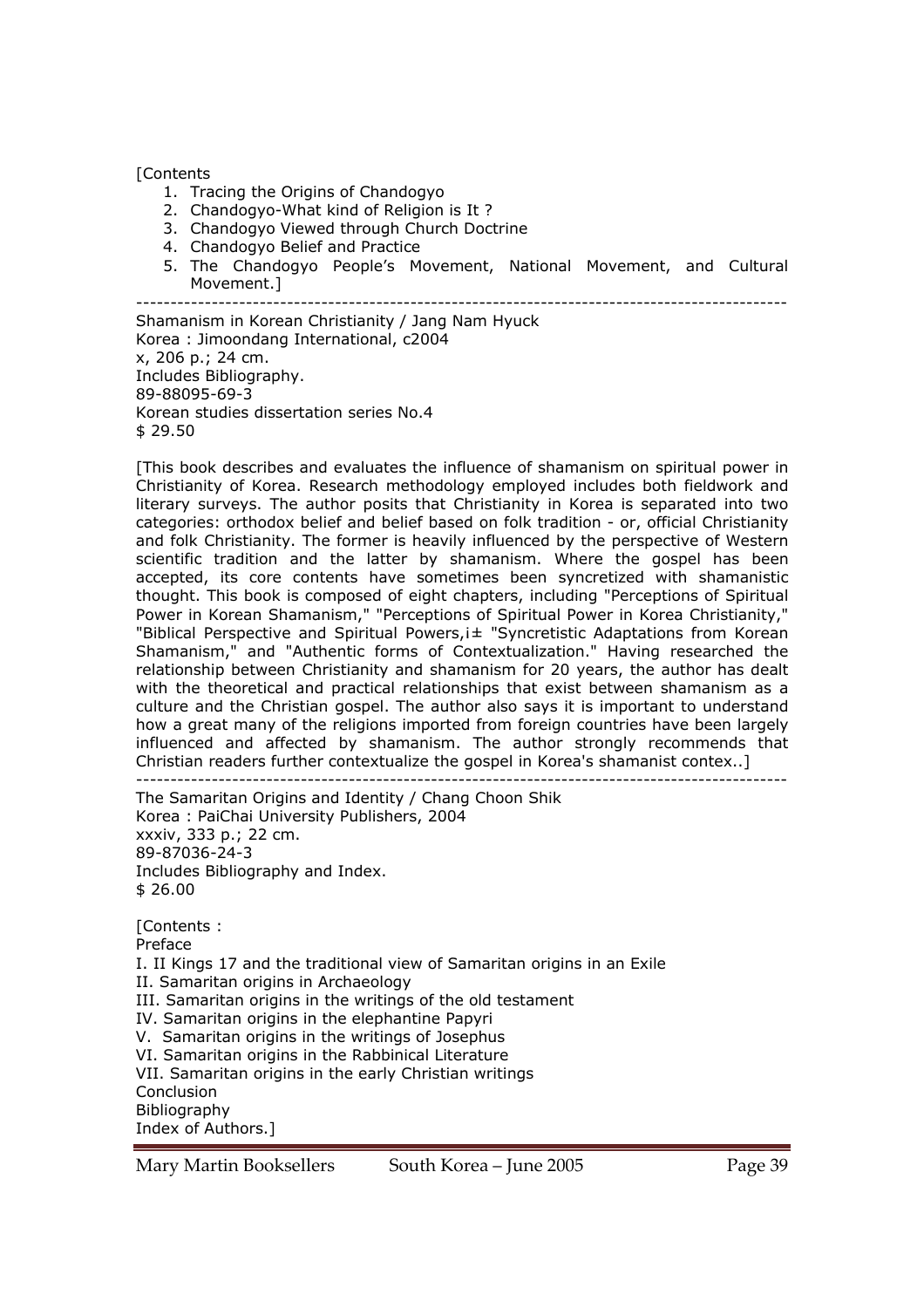[Contents

1. Tracing the Origins of Chandogyo
2. Chandogyo-What kind of Religion is It ?
3. Chandogyo Viewed through Church Doctrine
4. Chandogyo Belief and Practice
5. The Chandogyo People's Movement, National Movement, and Cultural Movement.]

---

Shamanism in Korean Christianity / Jang Nam Hyuck
Korea : Jimoondang International, c2004
x, 206 p.; 24 cm.
Includes Bibliography.
89-88095-69-3
Korean studies dissertation series No.4
$ 29.50

[This book describes and evaluates the influence of shamanism on spiritual power in Christianity of Korea. Research methodology employed includes both fieldwork and literary surveys. The author posits that Christianity in Korea is separated into two categories: orthodox belief and belief based on folk tradition - or, official Christianity and folk Christianity. The former is heavily influenced by the perspective of Western scientific tradition and the latter by shamanism. Where the gospel has been accepted, its core contents have sometimes been syncretized with shamanistic thought. This book is composed of eight chapters, including "Perceptions of Spiritual Power in Korean Shamanism," "Perceptions of Spiritual Power in Korea Christianity," "Biblical Perspective and Spiritual Powers,¡± "Syncretistic Adaptations from Korean Shamanism," and "Authentic forms of Contextualization." Having researched the relationship between Christianity and shamanism for 20 years, the author has dealt with the theoretical and practical relationships that exist between shamanism as a culture and the Christian gospel. The author also says it is important to understand how a great many of the religions imported from foreign countries have been largely influenced and affected by shamanism. The author strongly recommends that Christian readers further contextualize the gospel in Korea's shamanist contex..]

---

The Samaritan Origins and Identity / Chang Choon Shik
Korea : PaiChai University Publishers, 2004
xxxiv, 333 p.; 22 cm.
89-87036-24-3
Includes Bibliography and Index.
$ 26.00

[Contents :
Preface
I. II Kings 17 and the traditional view of Samaritan origins in an Exile
II. Samaritan origins in Archaeology
III. Samaritan origins in the writings of the old testament
IV. Samaritan origins in the elephantine Papyri
V. Samaritan origins in the writings of Josephus
VI. Samaritan origins in the Rabbinical Literature
VII. Samaritan origins in the early Christian writings
Conclusion
Bibliography
Index of Authors.]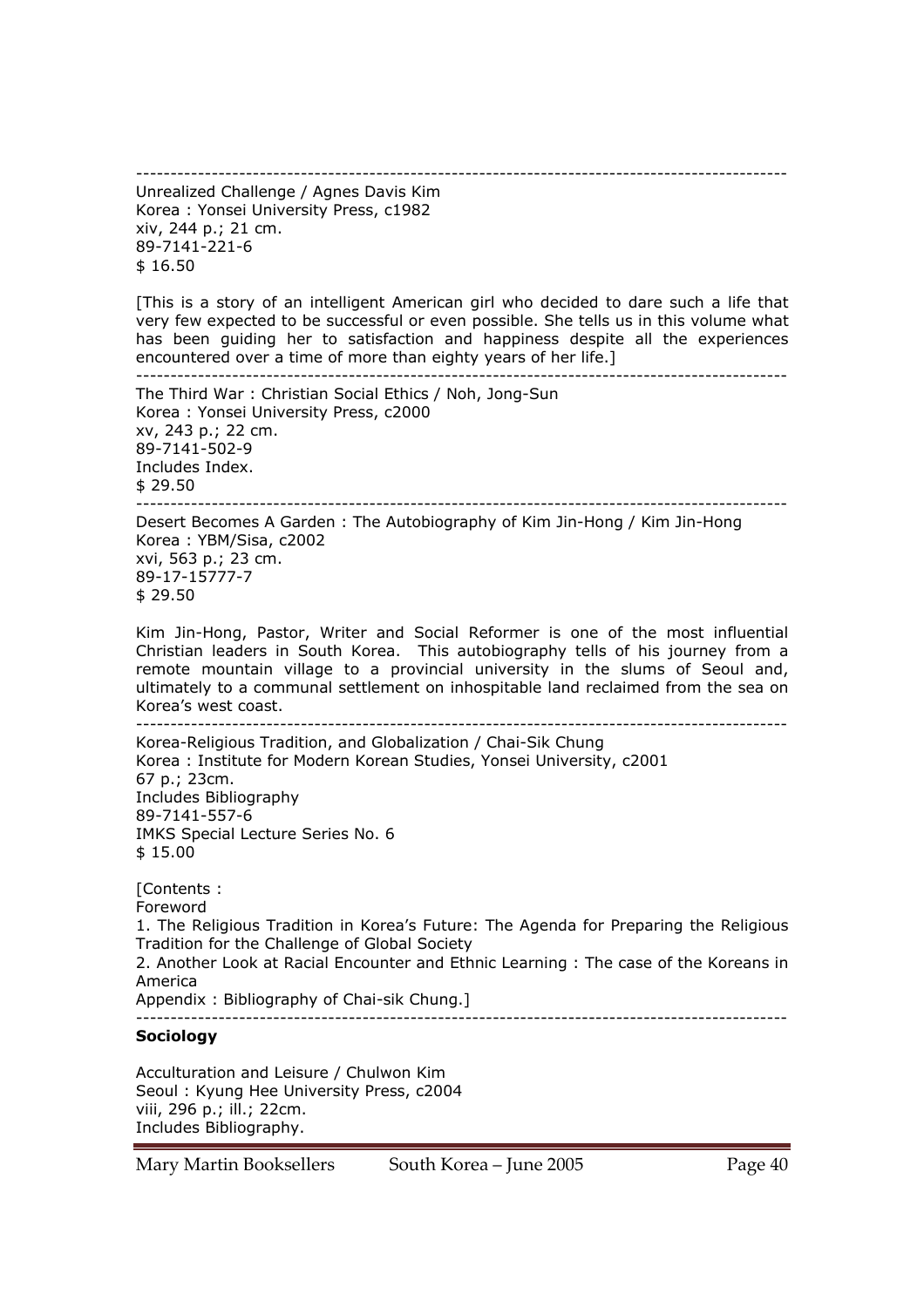---

Unrealized Challenge / Agnes Davis Kim
Korea : Yonsei University Press, c1982
xiv, 244 p.; 21 cm.
89-7141-221-6
$ 16.50

[This is a story of an intelligent American girl who decided to dare such a life that very few expected to be successful or even possible. She tells us in this volume what has been guiding her to satisfaction and happiness despite all the experiences encountered over a time of more than eighty years of her life.]

---

The Third War : Christian Social Ethics / Noh, Jong-Sun
Korea : Yonsei University Press, c2000
xv, 243 p.; 22 cm.
89-7141-502-9
Includes Index.
$ 29.50

---

Desert Becomes A Garden : The Autobiography of Kim Jin-Hong / Kim Jin-Hong
Korea : YBM/Sisa, c2002
xvi, 563 p.; 23 cm.
89-17-15777-7
$ 29.50

Kim Jin-Hong, Pastor, Writer and Social Reformer is one of the most influential Christian leaders in South Korea. This autobiography tells of his journey from a remote mountain village to a provincial university in the slums of Seoul and, ultimately to a communal settlement on inhospitable land reclaimed from the sea on Korea's west coast.

---

Korea-Religious Tradition, and Globalization / Chai-Sik Chung
Korea : Institute for Modern Korean Studies, Yonsei University, c2001
67 p.; 23cm.
Includes Bibliography
89-7141-557-6
IMKS Special Lecture Series No. 6
$ 15.00

[Contents :
Foreword
1. The Religious Tradition in Korea's Future: The Agenda for Preparing the Religious Tradition for the Challenge of Global Society
2. Another Look at Racial Encounter and Ethnic Learning : The case of the Koreans in America
Appendix : Bibliography of Chai-sik Chung.]

---

**Sociology**

Acculturation and Leisure / Chulwon Kim
Seoul : Kyung Hee University Press, c2004
viii, 296 p.; ill.; 22cm.
Includes Bibliography.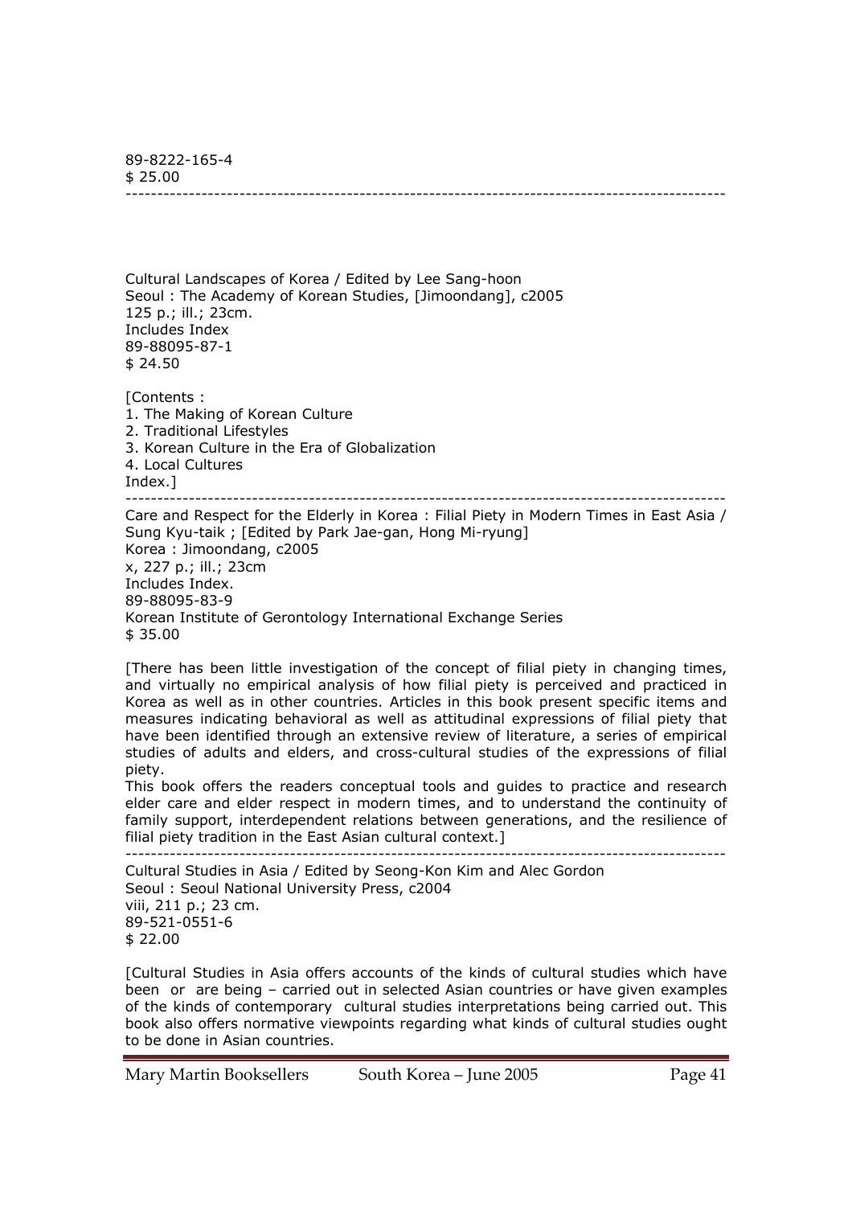89-8222-165-4
$ 25.00

---

Cultural Landscapes of Korea / Edited by Lee Sang-hoon
Seoul : The Academy of Korean Studies, [Jimoondang], c2005
125 p.; ill.; 23cm.
Includes Index
89-88095-87-1
$ 24.50

[Contents :
1. The Making of Korean Culture
2. Traditional Lifestyles
3. Korean Culture in the Era of Globalization
4. Local Cultures
Index.]

---

Care and Respect for the Elderly in Korea : Filial Piety in Modern Times in East Asia / Sung Kyu-taik ; [Edited by Park Jae-gan, Hong Mi-ryung]
Korea : Jimoondang, c2005
x, 227 p.; ill.; 23cm
Includes Index.
89-88095-83-9
Korean Institute of Gerontology International Exchange Series
$ 35.00

[There has been little investigation of the concept of filial piety in changing times, and virtually no empirical analysis of how filial piety is perceived and practiced in Korea as well as in other countries. Articles in this book present specific items and measures indicating behavioral as well as attitudinal expressions of filial piety that have been identified through an extensive review of literature, a series of empirical studies of adults and elders, and cross-cultural studies of the expressions of filial piety.
This book offers the readers conceptual tools and guides to practice and research elder care and elder respect in modern times, and to understand the continuity of family support, interdependent relations between generations, and the resilience of filial piety tradition in the East Asian cultural context.]

---

Cultural Studies in Asia / Edited by Seong-Kon Kim and Alec Gordon
Seoul : Seoul National University Press, c2004
viii, 211 p.; 23 cm.
89-521-0551-6
$ 22.00

[Cultural Studies in Asia offers accounts of the kinds of cultural studies which have been or are being – carried out in selected Asian countries or have given examples of the kinds of contemporary cultural studies interpretations being carried out. This book also offers normative viewpoints regarding what kinds of cultural studies ought to be done in Asian countries.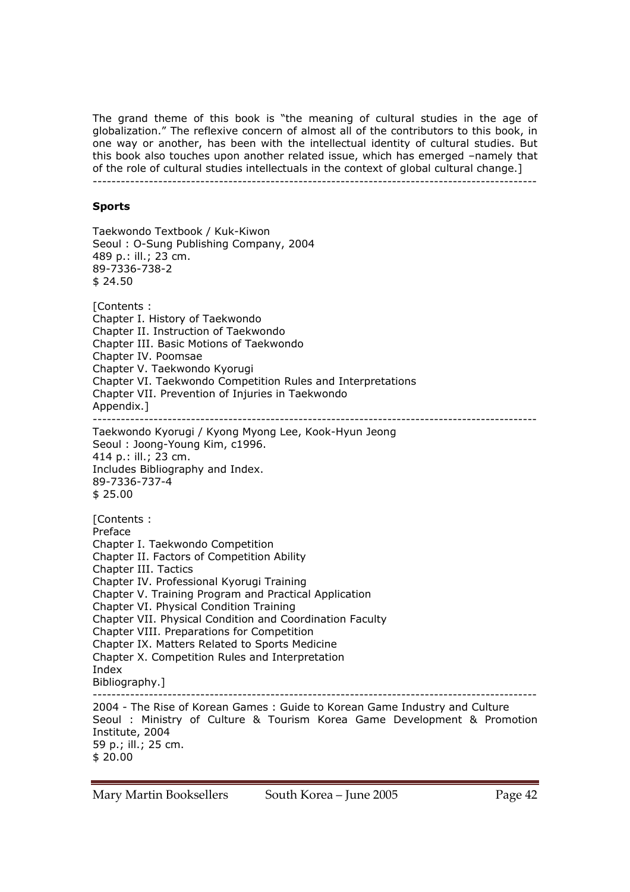The grand theme of this book is "the meaning of cultural studies in the age of globalization." The reflexive concern of almost all of the contributors to this book, in one way or another, has been with the intellectual identity of cultural studies. But this book also touches upon another related issue, which has emerged –namely that of the role of cultural studies intellectuals in the context of global cultural change.]

---

**Sports**

Taekwondo Textbook / Kuk-Kiwon
Seoul : O-Sung Publishing Company, 2004
489 p.: ill.; 23 cm.
89-7336-738-2
$ 24.50

[Contents :
Chapter I. History of Taekwondo
Chapter II. Instruction of Taekwondo
Chapter III. Basic Motions of Taekwondo
Chapter IV. Poomsae
Chapter V. Taekwondo Kyorugi
Chapter VI. Taekwondo Competition Rules and Interpretations
Chapter VII. Prevention of Injuries in Taekwondo
Appendix.]

---

Taekwondo Kyorugi / Kyong Myong Lee, Kook-Hyun Jeong
Seoul : Joong-Young Kim, c1996.
414 p.: ill.; 23 cm.
Includes Bibliography and Index.
89-7336-737-4
$ 25.00

[Contents :
Preface
Chapter I. Taekwondo Competition
Chapter II. Factors of Competition Ability
Chapter III. Tactics
Chapter IV. Professional Kyorugi Training
Chapter V. Training Program and Practical Application
Chapter VI. Physical Condition Training
Chapter VII. Physical Condition and Coordination Faculty
Chapter VIII. Preparations for Competition
Chapter IX. Matters Related to Sports Medicine
Chapter X. Competition Rules and Interpretation
Index
Bibliography.]

---

2004 - The Rise of Korean Games : Guide to Korean Game Industry and Culture
Seoul : Ministry of Culture & Tourism Korea Game Development & Promotion Institute, 2004
59 p.; ill.; 25 cm.
$ 20.00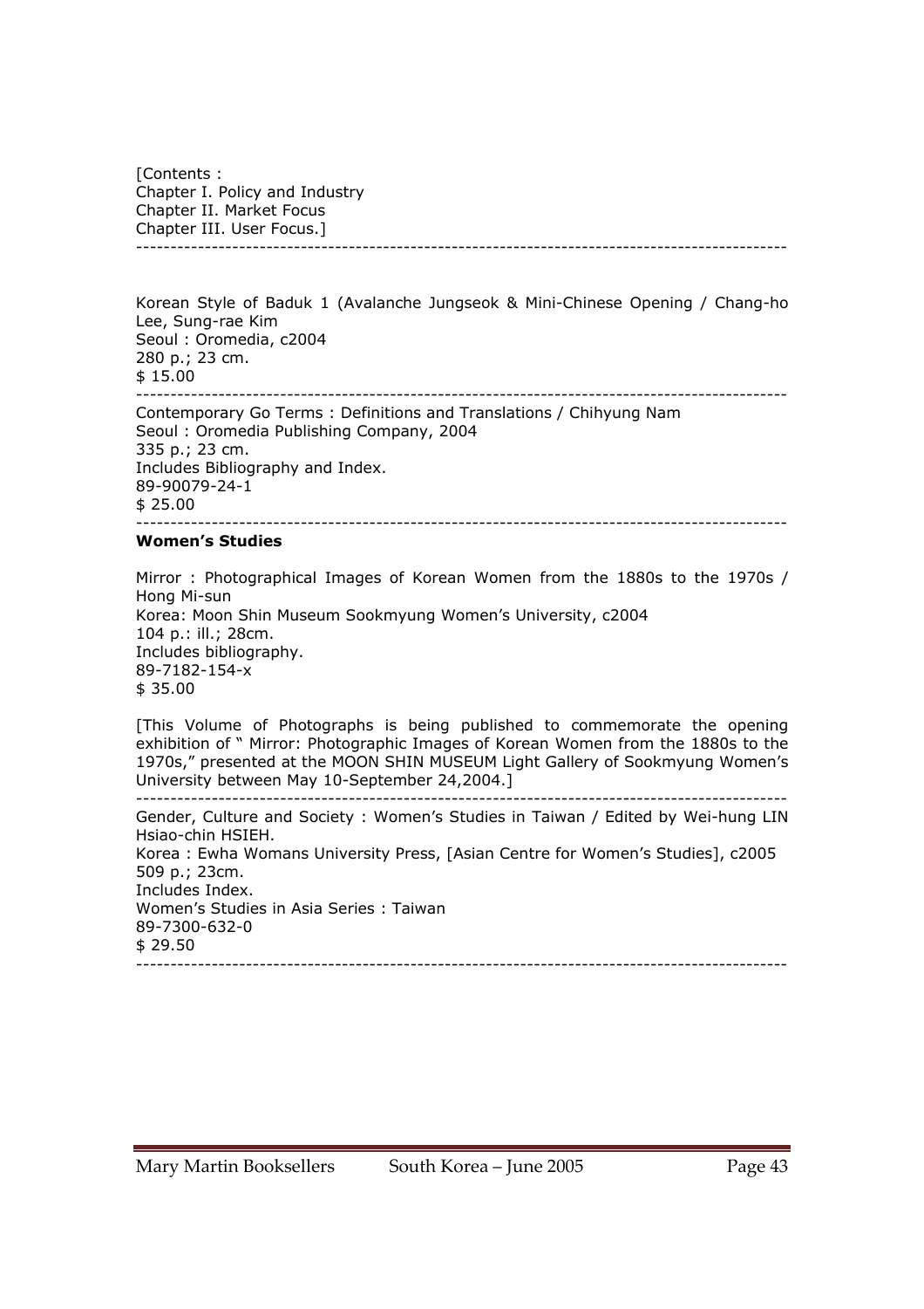[Contents :
Chapter I. Policy and Industry
Chapter II. Market Focus
Chapter III. User Focus.]

---

Korean Style of Baduk 1 (Avalanche Jungseok & Mini-Chinese Opening / Chang-ho Lee, Sung-rae Kim
Seoul : Oromedia, c2004
280 p.; 23 cm.
$ 15.00

---

Contemporary Go Terms : Definitions and Translations / Chihyung Nam
Seoul : Oromedia Publishing Company, 2004
335 p.; 23 cm.
Includes Bibliography and Index.
89-90079-24-1
$ 25.00

---

**Women's Studies**

Mirror : Photographical Images of Korean Women from the 1880s to the 1970s / Hong Mi-sun
Korea: Moon Shin Museum Sookmyung Women's University, c2004
104 p.: ill.; 28cm.
Includes bibliography.
89-7182-154-x
$ 35.00

[This Volume of Photographs is being published to commemorate the opening exhibition of " Mirror: Photographic Images of Korean Women from the 1880s to the 1970s," presented at the MOON SHIN MUSEUM Light Gallery of Sookmyung Women's University between May 10-September 24,2004.]

---

Gender, Culture and Society : Women's Studies in Taiwan / Edited by Wei-hung LIN Hsiao-chin HSIEH.
Korea : Ewha Womans University Press, [Asian Centre for Women's Studies], c2005
509 p.; 23cm.
Includes Index.
Women's Studies in Asia Series : Taiwan
89-7300-632-0
$ 29.50

---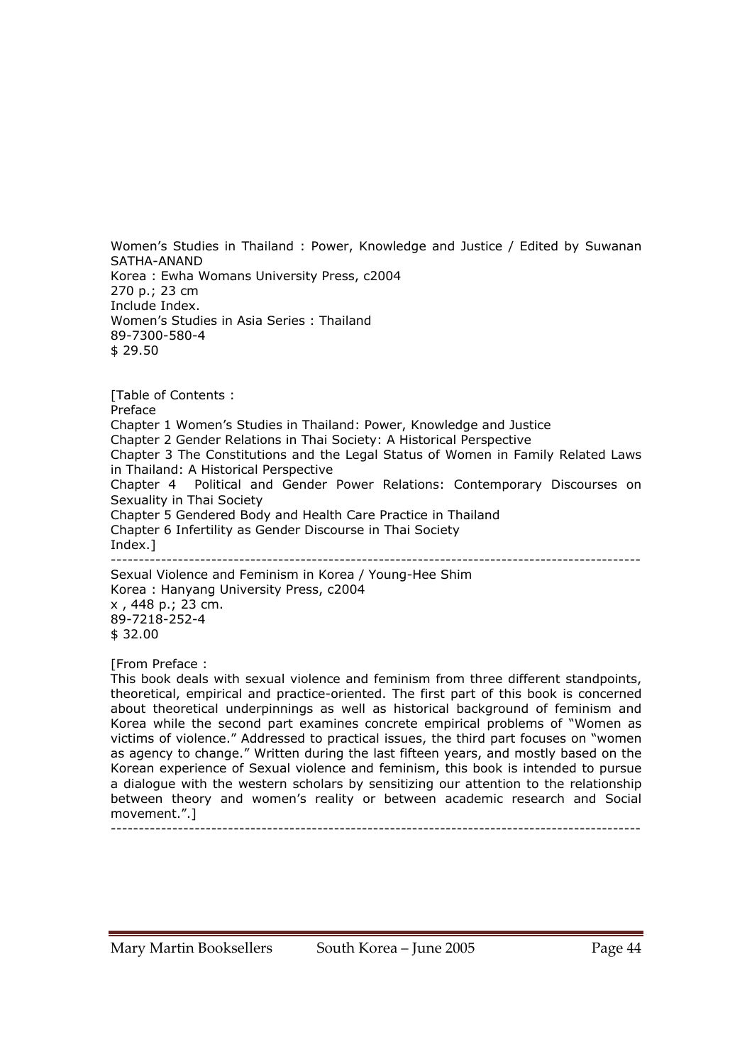Women's Studies in Thailand : Power, Knowledge and Justice / Edited by Suwanan SATHA-ANAND
Korea : Ewha Womans University Press, c2004
270 p.; 23 cm
Include Index.
Women's Studies in Asia Series : Thailand
89-7300-580-4
$ 29.50

[Table of Contents :
Preface
Chapter 1 Women's Studies in Thailand: Power, Knowledge and Justice
Chapter 2 Gender Relations in Thai Society: A Historical Perspective
Chapter 3 The Constitutions and the Legal Status of Women in Family Related Laws in Thailand: A Historical Perspective
Chapter 4 Political and Gender Power Relations: Contemporary Discourses on Sexuality in Thai Society
Chapter 5 Gendered Body and Health Care Practice in Thailand
Chapter 6 Infertility as Gender Discourse in Thai Society
Index.]

---

Sexual Violence and Feminism in Korea / Young-Hee Shim
Korea : Hanyang University Press, c2004
x , 448 p.; 23 cm.
89-7218-252-4
$ 32.00

[From Preface :
This book deals with sexual violence and feminism from three different standpoints, theoretical, empirical and practice-oriented. The first part of this book is concerned about theoretical underpinnings as well as historical background of feminism and Korea while the second part examines concrete empirical problems of "Women as victims of violence." Addressed to practical issues, the third part focuses on "women as agency to change." Written during the last fifteen years, and mostly based on the Korean experience of Sexual violence and feminism, this book is intended to pursue a dialogue with the western scholars by sensitizing our attention to the relationship between theory and women's reality or between academic research and Social movement.".]

---